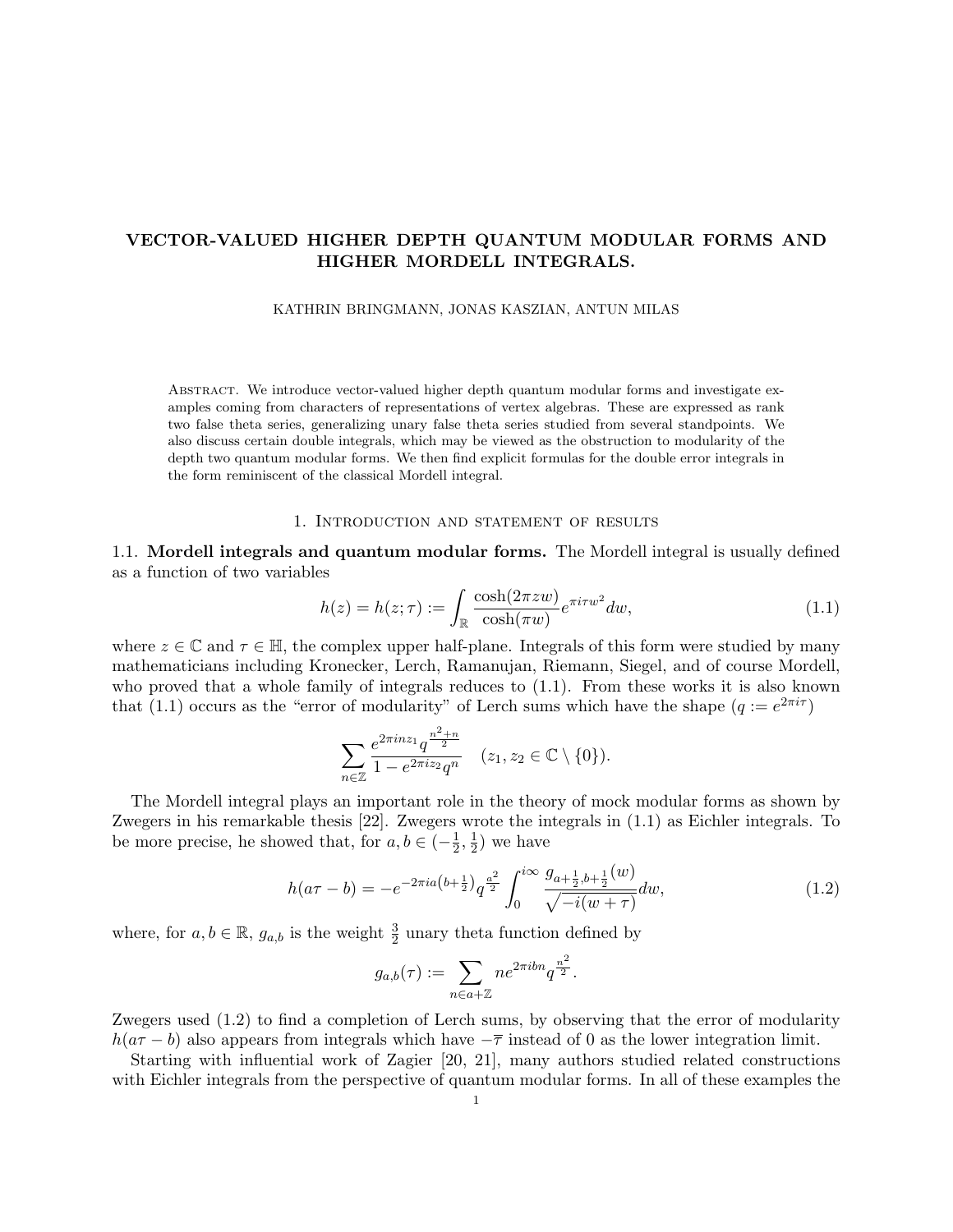# VECTOR-VALUED HIGHER DEPTH QUANTUM MODULAR FORMS AND HIGHER MORDELL INTEGRALS.

KATHRIN BRINGMANN, JONAS KASZIAN, ANTUN MILAS

Abstract. We introduce vector-valued higher depth quantum modular forms and investigate examples coming from characters of representations of vertex algebras. These are expressed as rank two false theta series, generalizing unary false theta series studied from several standpoints. We also discuss certain double integrals, which may be viewed as the obstruction to modularity of the depth two quantum modular forms. We then find explicit formulas for the double error integrals in the form reminiscent of the classical Mordell integral.

## 1. Introduction and statement of results

### 1.1. Mordell integrals and quantum modular forms.

The Mordell integral is usually defined as a function of two variables

$$h(z) = h(z;\tau) := \int_{\mathbb{R}} \frac{\cosh(2\pi z w)}{\cosh(\pi w)} e^{\pi i \tau w^2} dw, \tag{1.1}$$

where $z \in \mathbb{C}$ and $\tau \in \mathbb{H}$, the complex upper half-plane. Integrals of this form were studied by many mathematicians including Kronecker, Lerch, Ramanujan, Riemann, Siegel, and of course Mordell, who proved that a whole family of integrals reduces to (1.1). From these works it is also known that (1.1) occurs as the "error of modularity" of Lerch sums which have the shape ($q := e^{2\pi i \tau}$)

$$\sum_{n\in\mathbb{Z}} \frac{e^{2\pi i n z_1} q^{\frac{n^2+n}{2}}}{1 - e^{2\pi i z_2} q^n} \quad (z_1, z_2 \in \mathbb{C} \setminus \{0\}).$$

The Mordell integral plays an important role in the theory of mock modular forms as shown by Zwegers in his remarkable thesis [22]. Zwegers wrote the integrals in (1.1) as Eichler integrals. To be more precise, he showed that, for $a, b \in (-\frac{1}{2}, \frac{1}{2})$ we have

$$h(a\tau - b) = -e^{-2\pi i a\left(b+\frac{1}{2}\right)} q^{\frac{a^2}{2}} \int_0^{i\infty} \frac{g_{a+\frac{1}{2}, b+\frac{1}{2}}(w)}{\sqrt{-i(w+\tau)}} dw, \tag{1.2}$$

where, for $a, b \in \mathbb{R}$, $g_{a,b}$ is the weight $\frac{3}{2}$ unary theta function defined by

$$g_{a,b}(\tau) := \sum_{n\in a+\mathbb{Z}} n e^{2\pi i b n} q^{\frac{n^2}{2}}.$$

Zwegers used (1.2) to find a completion of Lerch sums, by observing that the error of modularity $h(a\tau - b)$ also appears from integrals which have $-\overline{\tau}$ instead of 0 as the lower integration limit.

Starting with influential work of Zagier [20, 21], many authors studied related constructions with Eichler integrals from the perspective of quantum modular forms. In all of these examples the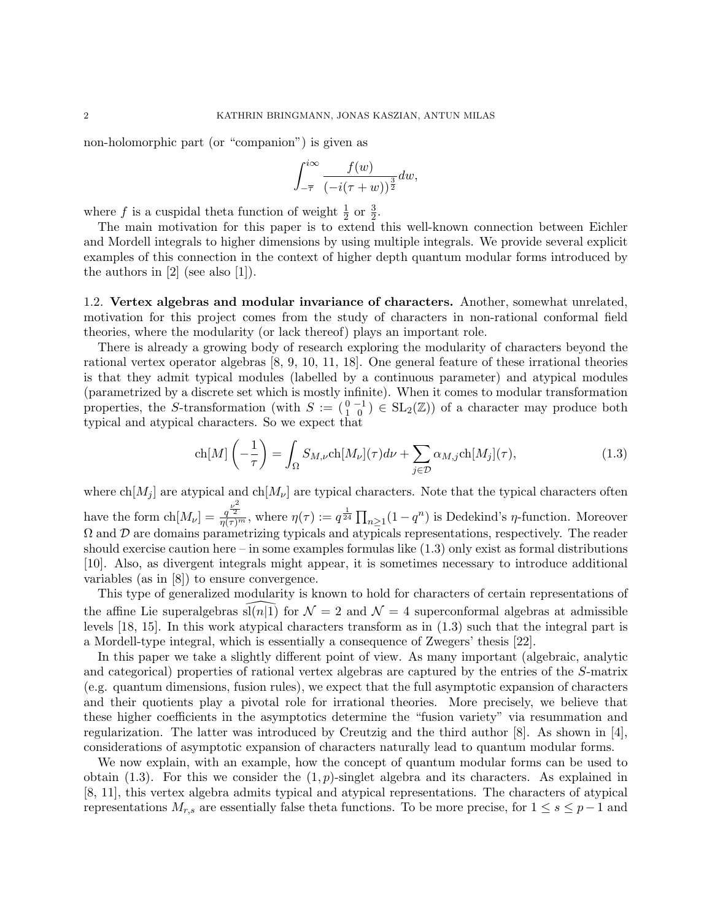non-holomorphic part (or "companion") is given as

$$\int_{-\overline{\tau}}^{i\infty} \frac{f(w)}{(-i(\tau+w))^{\frac{3}{2}}} dw,$$

where $f$ is a cuspidal theta function of weight $\frac{1}{2}$ or $\frac{3}{2}$.

The main motivation for this paper is to extend this well-known connection between Eichler and Mordell integrals to higher dimensions by using multiple integrals. We provide several explicit examples of this connection in the context of higher depth quantum modular forms introduced by the authors in [2] (see also [1]).

1.2. **Vertex algebras and modular invariance of characters.** Another, somewhat unrelated, motivation for this project comes from the study of characters in non-rational conformal field theories, where the modularity (or lack thereof) plays an important role.

There is already a growing body of research exploring the modularity of characters beyond the rational vertex operator algebras [8, 9, 10, 11, 18]. One general feature of these irrational theories is that they admit typical modules (labelled by a continuous parameter) and atypical modules (parametrized by a discrete set which is mostly infinite). When it comes to modular transformation properties, the $S$-transformation (with $S := \left(\begin{smallmatrix} 0 & -1 \\ 1 & 0 \end{smallmatrix}\right) \in \mathrm{SL}_2(\mathbb{Z})$) of a character may produce both typical and atypical characters. So we expect that

$$\mathrm{ch}[M]\left(-\frac{1}{\tau}\right) = \int_\Omega S_{M,\nu}\mathrm{ch}[M_\nu](\tau)d\nu + \sum_{j\in\mathcal{D}} \alpha_{M,j}\mathrm{ch}[M_j](\tau), \tag{1.3}$$

where $\mathrm{ch}[M_j]$ are atypical and $\mathrm{ch}[M_\nu]$ are typical characters. Note that the typical characters often have the form $\mathrm{ch}[M_\nu] = \frac{q^{\frac{\nu^2}{2}}}{\eta(\tau)^m}$, where $\eta(\tau) := q^{\frac{1}{24}}\prod_{n\geq 1}(1-q^n)$ is Dedekind's $\eta$-function. Moreover $\Omega$ and $\mathcal{D}$ are domains parametrizing typicals and atypicals representations, respectively. The reader should exercise caution here – in some examples formulas like (1.3) only exist as formal distributions [10]. Also, as divergent integrals might appear, it is sometimes necessary to introduce additional variables (as in [8]) to ensure convergence.

This type of generalized modularity is known to hold for characters of certain representations of the affine Lie superalgebras $\widehat{\mathrm{sl}(n|1)}$ for $\mathcal{N}=2$ and $\mathcal{N}=4$ superconformal algebras at admissible levels [18, 15]. In this work atypical characters transform as in (1.3) such that the integral part is a Mordell-type integral, which is essentially a consequence of Zwegers' thesis [22].

In this paper we take a slightly different point of view. As many important (algebraic, analytic and categorical) properties of rational vertex algebras are captured by the entries of the $S$-matrix (e.g. quantum dimensions, fusion rules), we expect that the full asymptotic expansion of characters and their quotients play a pivotal role for irrational theories. More precisely, we believe that these higher coefficients in the asymptotics determine the "fusion variety" via resummation and regularization. The latter was introduced by Creutzig and the third author [8]. As shown in [4], considerations of asymptotic expansion of characters naturally lead to quantum modular forms.

We now explain, with an example, how the concept of quantum modular forms can be used to obtain (1.3). For this we consider the $(1,p)$-singlet algebra and its characters. As explained in [8, 11], this vertex algebra admits typical and atypical representations. The characters of atypical representations $M_{r,s}$ are essentially false theta functions. To be more precise, for $1 \leq s \leq p-1$ and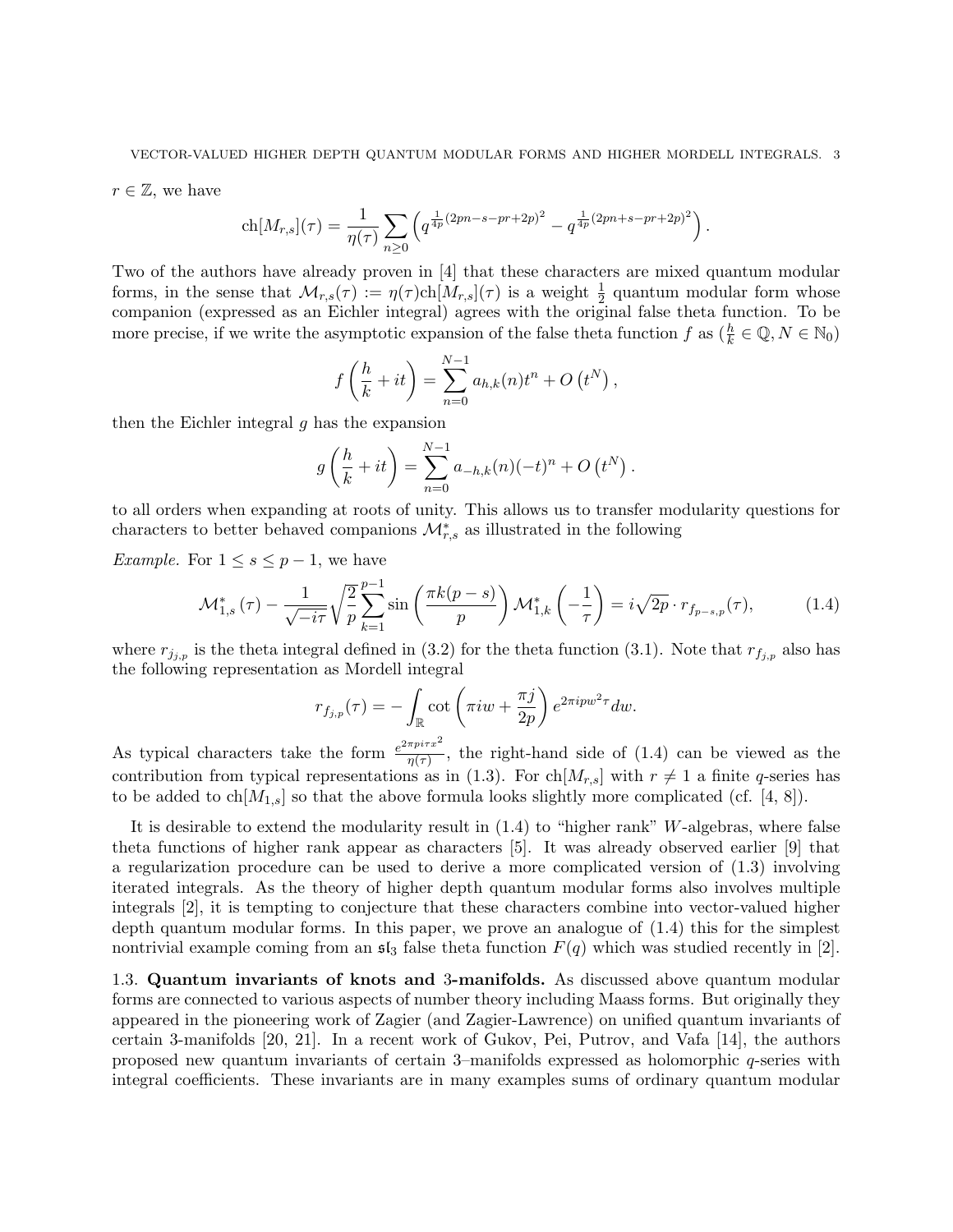$r \in \mathbb{Z}$, we have

$$\mathrm{ch}[M_{r,s}](\tau) = \frac{1}{\eta(\tau)} \sum_{n \geq 0} \left( q^{\frac{1}{4p}(2pn-s-pr+2p)^2} - q^{\frac{1}{4p}(2pn+s-pr+2p)^2} \right).$$

Two of the authors have already proven in [4] that these characters are mixed quantum modular forms, in the sense that $\mathcal{M}_{r,s}(\tau) := \eta(\tau)\mathrm{ch}[M_{r,s}](\tau)$ is a weight $\frac{1}{2}$ quantum modular form whose companion (expressed as an Eichler integral) agrees with the original false theta function. To be more precise, if we write the asymptotic expansion of the false theta function $f$ as ($\frac{h}{k} \in \mathbb{Q}, N \in \mathbb{N}_0$)

$$f\left(\frac{h}{k} + it\right) = \sum_{n=0}^{N-1} a_{h,k}(n) t^n + O\left(t^N\right),$$

then the Eichler integral $g$ has the expansion

$$g\left(\frac{h}{k} + it\right) = \sum_{n=0}^{N-1} a_{-h,k}(n)(-t)^n + O\left(t^N\right).$$

to all orders when expanding at roots of unity. This allows us to transfer modularity questions for characters to better behaved companions $\mathcal{M}^*_{r,s}$ as illustrated in the following

*Example.* For $1 \leq s \leq p-1$, we have

$$\mathcal{M}^*_{1,s}(\tau) - \frac{1}{\sqrt{-i\tau}} \sqrt{\frac{2}{p}} \sum_{k=1}^{p-1} \sin\left(\frac{\pi k(p-s)}{p}\right) \mathcal{M}^*_{1,k}\left(-\frac{1}{\tau}\right) = i\sqrt{2p} \cdot r_{f_{p-s,p}}(\tau), \tag{1.4}$$

where $r_{j_{j,p}}$ is the theta integral defined in (3.2) for the theta function (3.1). Note that $r_{f_{j,p}}$ also has the following representation as Mordell integral

$$r_{f_{j,p}}(\tau) = -\int_{\mathbb{R}} \cot\left(\pi i w + \frac{\pi j}{2p}\right) e^{2\pi i p w^2 \tau} dw.$$

As typical characters take the form $\frac{e^{2\pi p i \tau x^2}}{\eta(\tau)}$, the right-hand side of (1.4) can be viewed as the contribution from typical representations as in (1.3). For $\mathrm{ch}[M_{r,s}]$ with $r \neq 1$ a finite $q$-series has to be added to $\mathrm{ch}[M_{1,s}]$ so that the above formula looks slightly more complicated (cf. [4, 8]).

It is desirable to extend the modularity result in (1.4) to "higher rank" $W$-algebras, where false theta functions of higher rank appear as characters [5]. It was already observed earlier [9] that a regularization procedure can be used to derive a more complicated version of (1.3) involving iterated integrals. As the theory of higher depth quantum modular forms also involves multiple integrals [2], it is tempting to conjecture that these characters combine into vector-valued higher depth quantum modular forms. In this paper, we prove an analogue of (1.4) this for the simplest nontrivial example coming from an $\mathfrak{sl}_3$ false theta function $F(q)$ which was studied recently in [2].

### 1.3. Quantum invariants of knots and 3-manifolds.

As discussed above quantum modular forms are connected to various aspects of number theory including Maass forms. But originally they appeared in the pioneering work of Zagier (and Zagier-Lawrence) on unified quantum invariants of certain 3-manifolds [20, 21]. In a recent work of Gukov, Pei, Putrov, and Vafa [14], the authors proposed new quantum invariants of certain 3–manifolds expressed as holomorphic $q$-series with integral coefficients. These invariants are in many examples sums of ordinary quantum modular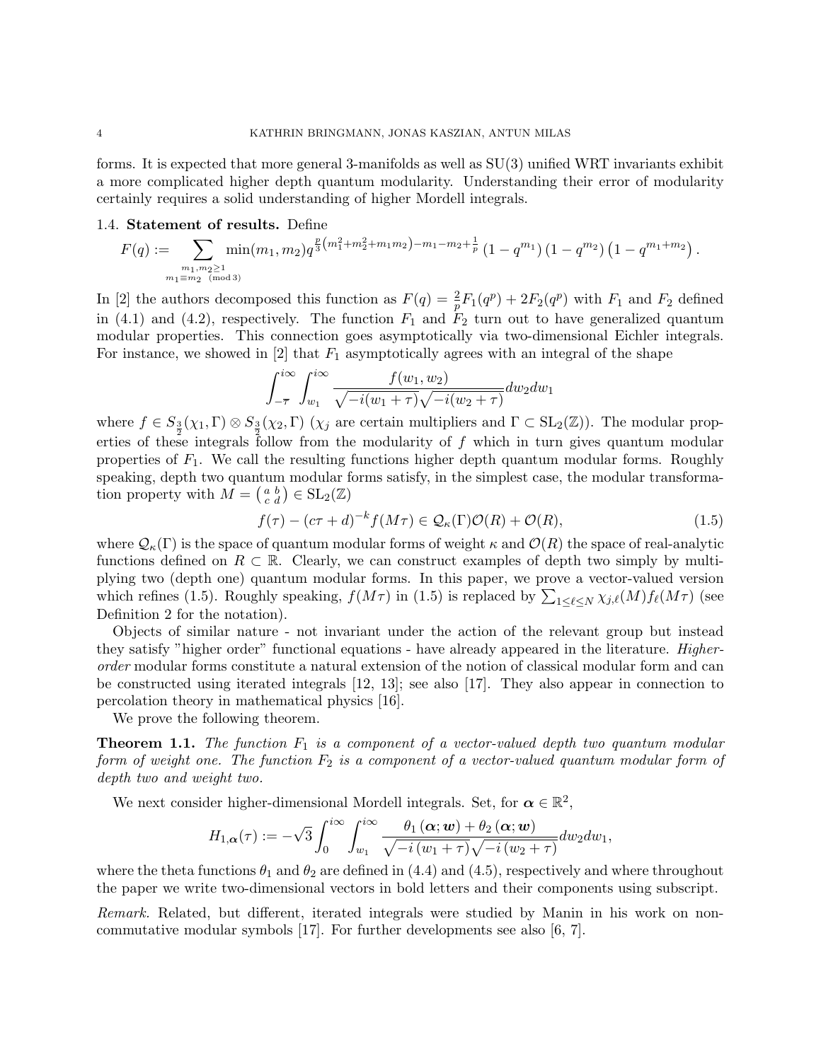forms. It is expected that more general 3-manifolds as well as SU(3) unified WRT invariants exhibit a more complicated higher depth quantum modularity. Understanding their error of modularity certainly requires a solid understanding of higher Mordell integrals.

### 1.4. Statement of results.

Define

$$F(q) := \sum_{\substack{m_1,m_2\geq 1\\ m_1\equiv m_2 \pmod 3}} \min(m_1,m_2) q^{\frac{p}{3}\left(m_1^2+m_2^2+m_1m_2\right)-m_1-m_2+\frac{1}{p}} \left(1-q^{m_1}\right)\left(1-q^{m_2}\right)\left(1-q^{m_1+m_2}\right).$$

In [2] the authors decomposed this function as $F(q) = \frac{2}{p}F_1(q^p) + 2F_2(q^p)$ with $F_1$ and $F_2$ defined in (4.1) and (4.2), respectively. The function $F_1$ and $F_2$ turn out to have generalized quantum modular properties. This connection goes asymptotically via two-dimensional Eichler integrals. For instance, we showed in [2] that $F_1$ asymptotically agrees with an integral of the shape

$$\int_{-\overline{\tau}}^{i\infty}\int_{w_1}^{i\infty} \frac{f(w_1,w_2)}{\sqrt{-i(w_1+\tau)}\sqrt{-i(w_2+\tau)}}dw_2dw_1$$

where $f \in S_{\frac{3}{2}}(\chi_1,\Gamma)\otimes S_{\frac{3}{2}}(\chi_2,\Gamma)$ ($\chi_j$ are certain multipliers and $\Gamma \subset \mathrm{SL}_2(\mathbb{Z})$). The modular properties of these integrals follow from the modularity of $f$ which in turn gives quantum modular properties of $F_1$. We call the resulting functions higher depth quantum modular forms. Roughly speaking, depth two quantum modular forms satisfy, in the simplest case, the modular transformation property with $M = \left(\begin{smallmatrix} a & b\\ c & d\end{smallmatrix}\right) \in \mathrm{SL}_2(\mathbb{Z})$

$$f(\tau) - (c\tau+d)^{-k}f(M\tau) \in \mathcal{Q}_\kappa(\Gamma)\mathcal{O}(R) + \mathcal{O}(R), \tag{1.5}$$

where $\mathcal{Q}_\kappa(\Gamma)$ is the space of quantum modular forms of weight $\kappa$ and $\mathcal{O}(R)$ the space of real-analytic functions defined on $R \subset \mathbb{R}$. Clearly, we can construct examples of depth two simply by multiplying two (depth one) quantum modular forms. In this paper, we prove a vector-valued version which refines (1.5). Roughly speaking, $f(M\tau)$ in (1.5) is replaced by $\sum_{1\leq \ell\leq N}\chi_{j,\ell}(M)f_\ell(M\tau)$ (see Definition 2 for the notation).

Objects of similar nature - not invariant under the action of the relevant group but instead they satisfy "higher order" functional equations - have already appeared in the literature. *Higher-order* modular forms constitute a natural extension of the notion of classical modular form and can be constructed using iterated integrals [12, 13]; see also [17]. They also appear in connection to percolation theory in mathematical physics [16].

We prove the following theorem.

**Theorem 1.1.** *The function $F_1$ is a component of a vector-valued depth two quantum modular form of weight one. The function $F_2$ is a component of a vector-valued quantum modular form of depth two and weight two.*

We next consider higher-dimensional Mordell integrals. Set, for $\boldsymbol{\alpha} \in \mathbb{R}^2$,

$$H_{1,\boldsymbol{\alpha}}(\tau) := -\sqrt{3}\int_0^{i\infty}\int_{w_1}^{i\infty} \frac{\theta_1(\boldsymbol{\alpha};\boldsymbol{w}) + \theta_2(\boldsymbol{\alpha};\boldsymbol{w})}{\sqrt{-i\left(w_1+\tau\right)}\sqrt{-i\left(w_2+\tau\right)}}dw_2dw_1,$$

where the theta functions $\theta_1$ and $\theta_2$ are defined in (4.4) and (4.5), respectively and where throughout the paper we write two-dimensional vectors in bold letters and their components using subscript.

*Remark.* Related, but different, iterated integrals were studied by Manin in his work on noncommutative modular symbols [17]. For further developments see also [6, 7].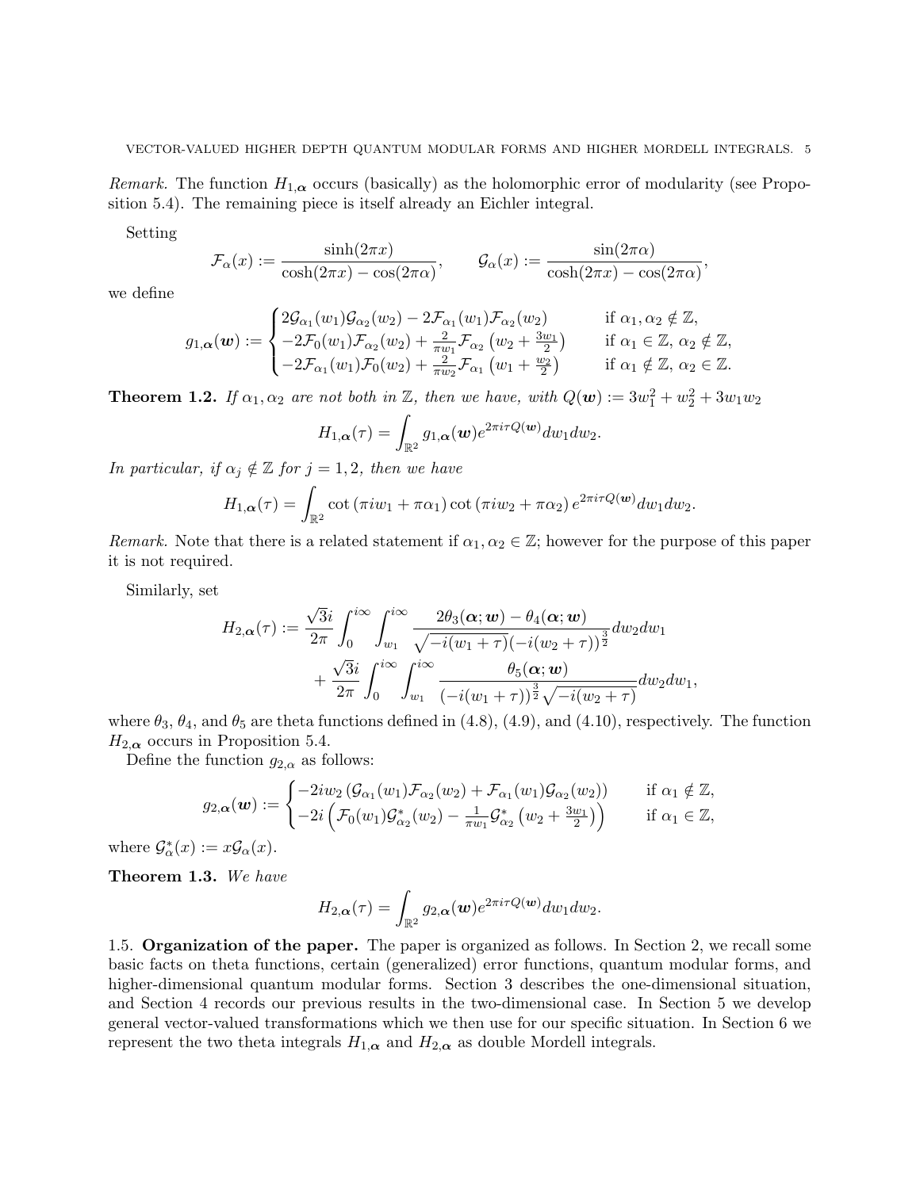*Remark.* The function $H_{1,\boldsymbol{\alpha}}$ occurs (basically) as the holomorphic error of modularity (see Proposition 5.4). The remaining piece is itself already an Eichler integral.

Setting

$$\mathcal{F}_\alpha(x) := \frac{\sinh(2\pi x)}{\cosh(2\pi x) - \cos(2\pi\alpha)}, \qquad \mathcal{G}_\alpha(x) := \frac{\sin(2\pi\alpha)}{\cosh(2\pi x) - \cos(2\pi\alpha)},$$

we define

$$g_{1,\boldsymbol{\alpha}}(\boldsymbol{w}) := \begin{cases} 2\mathcal{G}_{\alpha_1}(w_1)\mathcal{G}_{\alpha_2}(w_2) - 2\mathcal{F}_{\alpha_1}(w_1)\mathcal{F}_{\alpha_2}(w_2) & \text{if } \alpha_1, \alpha_2 \notin \mathbb{Z}, \\ -2\mathcal{F}_0(w_1)\mathcal{F}_{\alpha_2}(w_2) + \frac{2}{\pi w_1}\mathcal{F}_{\alpha_2}\left(w_2 + \frac{3w_1}{2}\right) & \text{if } \alpha_1 \in \mathbb{Z},\, \alpha_2 \notin \mathbb{Z}, \\ -2\mathcal{F}_{\alpha_1}(w_1)\mathcal{F}_0(w_2) + \frac{2}{\pi w_2}\mathcal{F}_{\alpha_1}\left(w_1 + \frac{w_2}{2}\right) & \text{if } \alpha_1 \notin \mathbb{Z},\, \alpha_2 \in \mathbb{Z}. \end{cases}$$

**Theorem 1.2.** *If $\alpha_1, \alpha_2$ are not both in $\mathbb{Z}$, then we have, with $Q(\boldsymbol{w}) := 3w_1^2 + w_2^2 + 3w_1w_2$*

$$H_{1,\boldsymbol{\alpha}}(\tau) = \int_{\mathbb{R}^2} g_{1,\boldsymbol{\alpha}}(\boldsymbol{w}) e^{2\pi i \tau Q(\boldsymbol{w})} dw_1 dw_2.$$

*In particular, if $\alpha_j \notin \mathbb{Z}$ for $j = 1, 2$, then we have*

$$H_{1,\boldsymbol{\alpha}}(\tau) = \int_{\mathbb{R}^2} \cot\left(\pi i w_1 + \pi\alpha_1\right) \cot\left(\pi i w_2 + \pi\alpha_2\right) e^{2\pi i \tau Q(\boldsymbol{w})} dw_1 dw_2.$$

*Remark.* Note that there is a related statement if $\alpha_1, \alpha_2 \in \mathbb{Z}$; however for the purpose of this paper it is not required.

Similarly, set

$$H_{2,\boldsymbol{\alpha}}(\tau) := \frac{\sqrt{3}i}{2\pi} \int_0^{i\infty} \int_{w_1}^{i\infty} \frac{2\theta_3(\boldsymbol{\alpha}; \boldsymbol{w}) - \theta_4(\boldsymbol{\alpha}; \boldsymbol{w})}{\sqrt{-i(w_1+\tau)}(-i(w_2+\tau))^{\frac{3}{2}}} dw_2 dw_1 + \frac{\sqrt{3}i}{2\pi} \int_0^{i\infty} \int_{w_1}^{i\infty} \frac{\theta_5(\boldsymbol{\alpha}; \boldsymbol{w})}{(-i(w_1+\tau))^{\frac{3}{2}}\sqrt{-i(w_2+\tau)}} dw_2 dw_1,$$

where $\theta_3$, $\theta_4$, and $\theta_5$ are theta functions defined in (4.8), (4.9), and (4.10), respectively. The function $H_{2,\boldsymbol{\alpha}}$ occurs in Proposition 5.4.

Define the function $g_{2,\alpha}$ as follows:

$$g_{2,\boldsymbol{\alpha}}(\boldsymbol{w}) := \begin{cases} -2iw_2\left(\mathcal{G}_{\alpha_1}(w_1)\mathcal{F}_{\alpha_2}(w_2) + \mathcal{F}_{\alpha_1}(w_1)\mathcal{G}_{\alpha_2}(w_2)\right) & \text{if } \alpha_1 \notin \mathbb{Z}, \\ -2i\left(\mathcal{F}_0(w_1)\mathcal{G}^*_{\alpha_2}(w_2) - \frac{1}{\pi w_1}\mathcal{G}^*_{\alpha_2}\left(w_2 + \frac{3w_1}{2}\right)\right) & \text{if } \alpha_1 \in \mathbb{Z}, \end{cases}$$

where $\mathcal{G}^*_\alpha(x) := x\mathcal{G}_\alpha(x)$.

**Theorem 1.3.** *We have*

$$H_{2,\boldsymbol{\alpha}}(\tau) = \int_{\mathbb{R}^2} g_{2,\boldsymbol{\alpha}}(\boldsymbol{w}) e^{2\pi i \tau Q(\boldsymbol{w})} dw_1 dw_2.$$

### 1.5. Organization of the paper.

The paper is organized as follows. In Section 2, we recall some basic facts on theta functions, certain (generalized) error functions, quantum modular forms, and higher-dimensional quantum modular forms. Section 3 describes the one-dimensional situation, and Section 4 records our previous results in the two-dimensional case. In Section 5 we develop general vector-valued transformations which we then use for our specific situation. In Section 6 we represent the two theta integrals $H_{1,\boldsymbol{\alpha}}$ and $H_{2,\boldsymbol{\alpha}}$ as double Mordell integrals.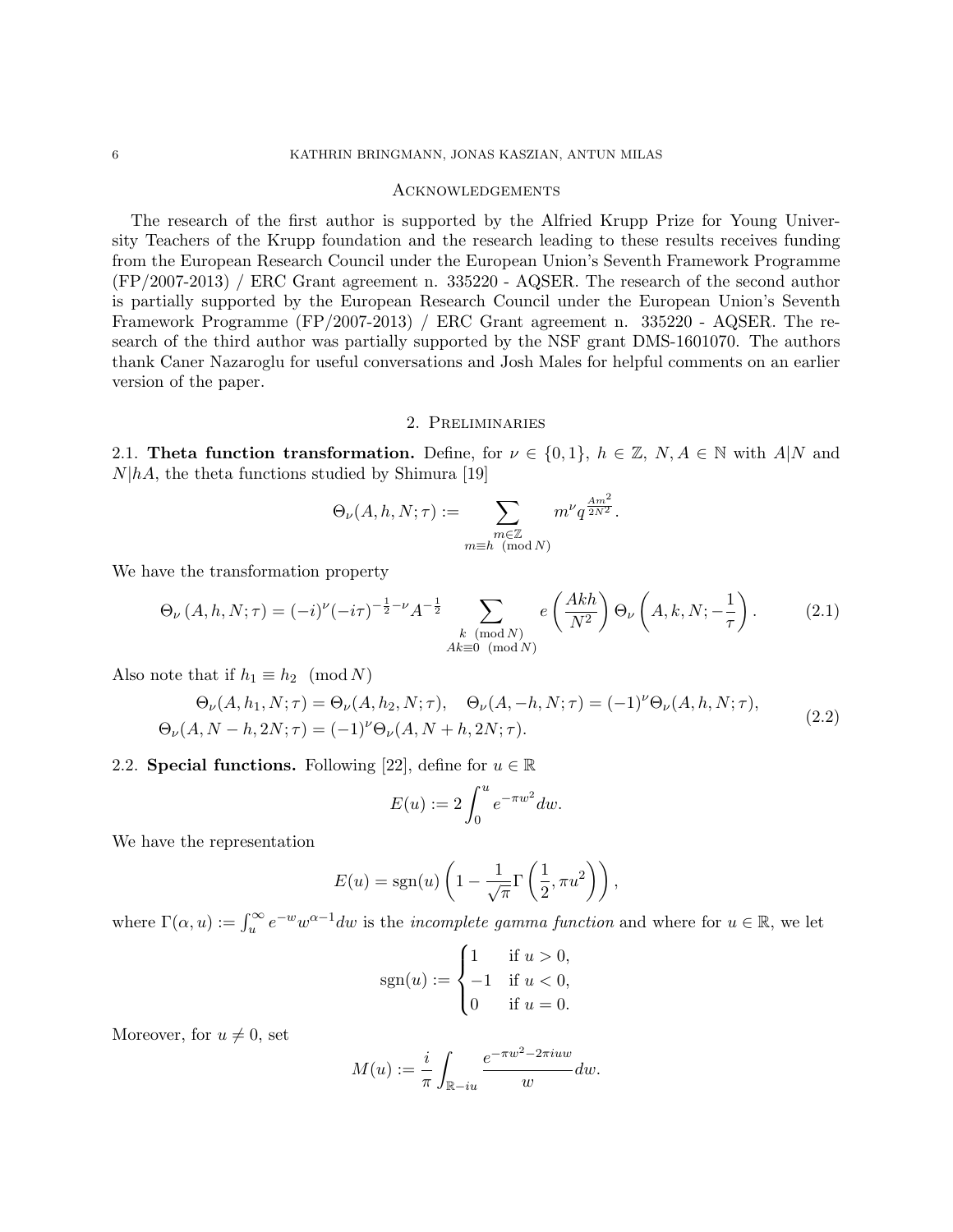## Acknowledgements

The research of the first author is supported by the Alfried Krupp Prize for Young University Teachers of the Krupp foundation and the research leading to these results receives funding from the European Research Council under the European Union's Seventh Framework Programme (FP/2007-2013) / ERC Grant agreement n. 335220 - AQSER. The research of the second author is partially supported by the European Research Council under the European Union's Seventh Framework Programme (FP/2007-2013) / ERC Grant agreement n. 335220 - AQSER. The research of the third author was partially supported by the NSF grant DMS-1601070. The authors thank Caner Nazaroglu for useful conversations and Josh Males for helpful comments on an earlier version of the paper.

## 2. Preliminaries

**2.1. Theta function transformation.** Define, for $\nu \in \{0,1\}$, $h \in \mathbb{Z}$, $N, A \in \mathbb{N}$ with $A|N$ and $N|hA$, the theta functions studied by Shimura [19]

$$\Theta_\nu(A,h,N;\tau) := \sum_{\substack{m\in\mathbb{Z}\\ m\equiv h \pmod{N}}} m^\nu q^{\frac{Am^2}{2N^2}}.$$

We have the transformation property

$$\Theta_\nu\left(A,h,N;\tau\right) = (-i)^\nu(-i\tau)^{-\frac{1}{2}-\nu}A^{-\frac{1}{2}} \sum_{\substack{k \pmod{N}\\ Ak\equiv 0 \pmod{N}}} e\left(\frac{Akh}{N^2}\right)\Theta_\nu\left(A,k,N;-\frac{1}{\tau}\right). \tag{2.1}$$

Also note that if $h_1 \equiv h_2 \pmod{N}$

$$\begin{aligned} \Theta_\nu(A,h_1,N;\tau) = \Theta_\nu(A,h_2,N;\tau), \quad \Theta_\nu(A,-h,N;\tau) = (-1)^\nu\Theta_\nu(A,h,N;\tau),\\ \Theta_\nu(A,N-h,2N;\tau) = (-1)^\nu\Theta_\nu(A,N+h,2N;\tau). \end{aligned} \tag{2.2}$$

**2.2. Special functions.** Following [22], define for $u \in \mathbb{R}$

$$E(u) := 2\int_0^u e^{-\pi w^2}dw.$$

We have the representation

$$E(u) = \operatorname{sgn}(u)\left(1 - \frac{1}{\sqrt{\pi}}\Gamma\left(\frac{1}{2}, \pi u^2\right)\right),$$

where $\Gamma(\alpha,u) := \int_u^\infty e^{-w}w^{\alpha-1}dw$ is the *incomplete gamma function* and where for $u \in \mathbb{R}$, we let

$$\operatorname{sgn}(u) := \begin{cases} 1 & \text{if } u > 0,\\ -1 & \text{if } u < 0,\\ 0 & \text{if } u = 0. \end{cases}$$

Moreover, for $u \neq 0$, set

$$M(u) := \frac{i}{\pi}\int_{\mathbb{R}-iu} \frac{e^{-\pi w^2 - 2\pi i u w}}{w}dw.$$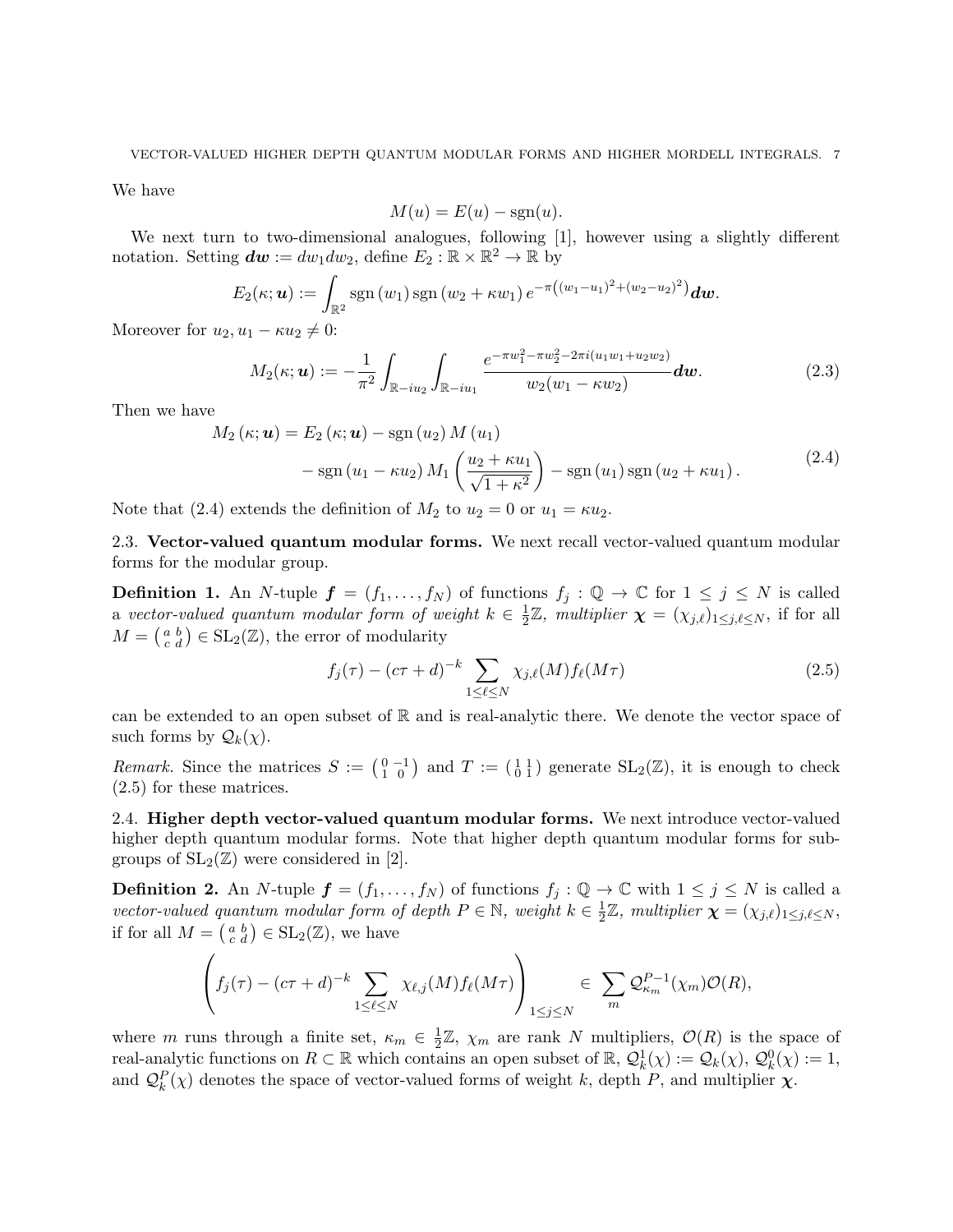We have

$$M(u) = E(u) - \operatorname{sgn}(u).$$

We next turn to two-dimensional analogues, following [1], however using a slightly different notation. Setting $\boldsymbol{dw} := dw_1 dw_2$, define $E_2 : \mathbb{R} \times \mathbb{R}^2 \to \mathbb{R}$ by

$$E_2(\kappa; \boldsymbol{u}) := \int_{\mathbb{R}^2} \operatorname{sgn}(w_1) \operatorname{sgn}(w_2 + \kappa w_1) e^{-\pi\left((w_1-u_1)^2+(w_2-u_2)^2\right)} \boldsymbol{dw}.$$

Moreover for $u_2, u_1 - \kappa u_2 \neq 0$:

$$M_2(\kappa; \boldsymbol{u}) := -\frac{1}{\pi^2} \int_{\mathbb{R}-iu_2} \int_{\mathbb{R}-iu_1} \frac{e^{-\pi w_1^2 - \pi w_2^2 - 2\pi i(u_1 w_1 + u_2 w_2)}}{w_2(w_1 - \kappa w_2)} \boldsymbol{dw}. \tag{2.3}$$

Then we have

$$\begin{aligned} M_2(\kappa; \boldsymbol{u}) &= E_2(\kappa; \boldsymbol{u}) - \operatorname{sgn}(u_2) M(u_1) \\ &\quad - \operatorname{sgn}(u_1 - \kappa u_2) M_1\left(\frac{u_2 + \kappa u_1}{\sqrt{1+\kappa^2}}\right) - \operatorname{sgn}(u_1) \operatorname{sgn}(u_2 + \kappa u_1). \end{aligned} \tag{2.4}$$

Note that (2.4) extends the definition of $M_2$ to $u_2 = 0$ or $u_1 = \kappa u_2$.

## 2.3. Vector-valued quantum modular forms.

We next recall vector-valued quantum modular forms for the modular group.

**Definition 1.** An $N$-tuple $\boldsymbol{f} = (f_1, \ldots, f_N)$ of functions $f_j : \mathbb{Q} \to \mathbb{C}$ for $1 \leq j \leq N$ is called a *vector-valued quantum modular form of weight* $k \in \frac{1}{2}\mathbb{Z}$, *multiplier* $\boldsymbol{\chi} = (\chi_{j,\ell})_{1 \leq j,\ell \leq N}$, if for all $M = \left(\begin{smallmatrix} a & b \\ c & d \end{smallmatrix}\right) \in \mathrm{SL}_2(\mathbb{Z})$, the error of modularity

$$f_j(\tau) - (c\tau + d)^{-k} \sum_{1 \leq \ell \leq N} \chi_{j,\ell}(M) f_\ell(M\tau) \tag{2.5}$$

can be extended to an open subset of $\mathbb{R}$ and is real-analytic there. We denote the vector space of such forms by $\mathcal{Q}_k(\chi)$.

*Remark.* Since the matrices $S := \left(\begin{smallmatrix} 0 & -1 \\ 1 & 0 \end{smallmatrix}\right)$ and $T := \left(\begin{smallmatrix} 1 & 1 \\ 0 & 1 \end{smallmatrix}\right)$ generate $\mathrm{SL}_2(\mathbb{Z})$, it is enough to check (2.5) for these matrices.

## 2.4. Higher depth vector-valued quantum modular forms.

We next introduce vector-valued higher depth quantum modular forms. Note that higher depth quantum modular forms for subgroups of $\mathrm{SL}_2(\mathbb{Z})$ were considered in [2].

**Definition 2.** An $N$-tuple $\boldsymbol{f} = (f_1, \ldots, f_N)$ of functions $f_j : \mathbb{Q} \to \mathbb{C}$ with $1 \leq j \leq N$ is called a *vector-valued quantum modular form of depth* $P \in \mathbb{N}$, *weight* $k \in \frac{1}{2}\mathbb{Z}$, *multiplier* $\boldsymbol{\chi} = (\chi_{j,\ell})_{1 \leq j,\ell \leq N}$, if for all $M = \left(\begin{smallmatrix} a & b \\ c & d \end{smallmatrix}\right) \in \mathrm{SL}_2(\mathbb{Z})$, we have

$$\left(f_j(\tau) - (c\tau + d)^{-k} \sum_{1 \leq \ell \leq N} \chi_{\ell,j}(M) f_\ell(M\tau)\right)_{1 \leq j \leq N} \in \sum_m \mathcal{Q}_{\kappa_m}^{P-1}(\chi_m) \mathcal{O}(R),$$

where $m$ runs through a finite set, $\kappa_m \in \frac{1}{2}\mathbb{Z}$, $\chi_m$ are rank $N$ multipliers, $\mathcal{O}(R)$ is the space of real-analytic functions on $R \subset \mathbb{R}$ which contains an open subset of $\mathbb{R}$, $\mathcal{Q}_k^1(\chi) := \mathcal{Q}_k(\chi)$, $\mathcal{Q}_k^0(\chi) := 1$, and $\mathcal{Q}_k^P(\chi)$ denotes the space of vector-valued forms of weight $k$, depth $P$, and multiplier $\boldsymbol{\chi}$.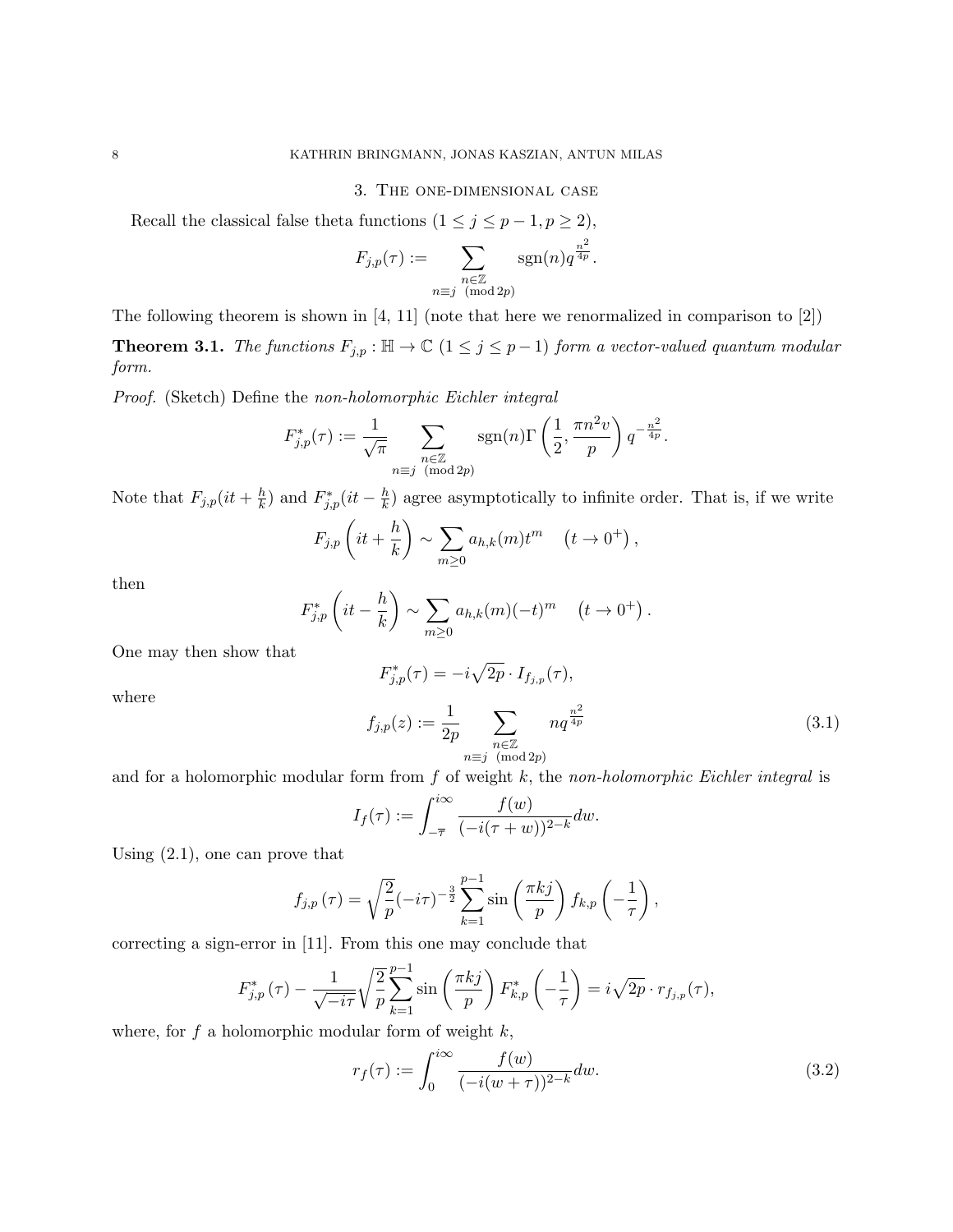## 3. The one-dimensional case

Recall the classical false theta functions ($1 \leq j \leq p-1, p \geq 2$),

$$F_{j,p}(\tau) := \sum_{\substack{n \in \mathbb{Z} \\ n \equiv j \pmod{2p}}} \operatorname{sgn}(n) q^{\frac{n^2}{4p}}.$$

The following theorem is shown in [4, 11] (note that here we renormalized in comparison to [2])

**Theorem 3.1.** *The functions $F_{j,p} : \mathbb{H} \to \mathbb{C}$ ($1 \leq j \leq p-1$) form a vector-valued quantum modular form.*

*Proof.* (Sketch) Define the *non-holomorphic Eichler integral*

$$F^*_{j,p}(\tau) := \frac{1}{\sqrt{\pi}} \sum_{\substack{n \in \mathbb{Z} \\ n \equiv j \pmod{2p}}} \operatorname{sgn}(n) \Gamma\left(\frac{1}{2}, \frac{\pi n^2 v}{p}\right) q^{-\frac{n^2}{4p}}.$$

Note that $F_{j,p}(it + \frac{h}{k})$ and $F^*_{j,p}(it - \frac{h}{k})$ agree asymptotically to infinite order. That is, if we write

$$F_{j,p}\left(it + \frac{h}{k}\right) \sim \sum_{m \geq 0} a_{h,k}(m) t^m \quad \left(t \to 0^+\right),$$

then

$$F^*_{j,p}\left(it - \frac{h}{k}\right) \sim \sum_{m \geq 0} a_{h,k}(m) (-t)^m \quad \left(t \to 0^+\right).$$

One may then show that

$$F^*_{j,p}(\tau) = -i\sqrt{2p} \cdot I_{f_{j,p}}(\tau),$$

where

$$f_{j,p}(z) := \frac{1}{2p} \sum_{\substack{n \in \mathbb{Z} \\ n \equiv j \pmod{2p}}} n q^{\frac{n^2}{4p}} \tag{3.1}$$

and for a holomorphic modular form from $f$ of weight $k$, the *non-holomorphic Eichler integral* is

$$I_f(\tau) := \int_{-\overline{\tau}}^{i\infty} \frac{f(w)}{(-i(\tau + w))^{2-k}} dw.$$

Using (2.1), one can prove that

$$f_{j,p}(\tau) = \sqrt{\frac{2}{p}} (-i\tau)^{-\frac{3}{2}} \sum_{k=1}^{p-1} \sin\left(\frac{\pi k j}{p}\right) f_{k,p}\left(-\frac{1}{\tau}\right),$$

correcting a sign-error in [11]. From this one may conclude that

$$F^*_{j,p}(\tau) - \frac{1}{\sqrt{-i\tau}} \sqrt{\frac{2}{p}} \sum_{k=1}^{p-1} \sin\left(\frac{\pi k j}{p}\right) F^*_{k,p}\left(-\frac{1}{\tau}\right) = i\sqrt{2p} \cdot r_{f_{j,p}}(\tau),$$

where, for $f$ a holomorphic modular form of weight $k$,

$$r_f(\tau) := \int_0^{i\infty} \frac{f(w)}{(-i(w + \tau))^{2-k}} dw. \tag{3.2}$$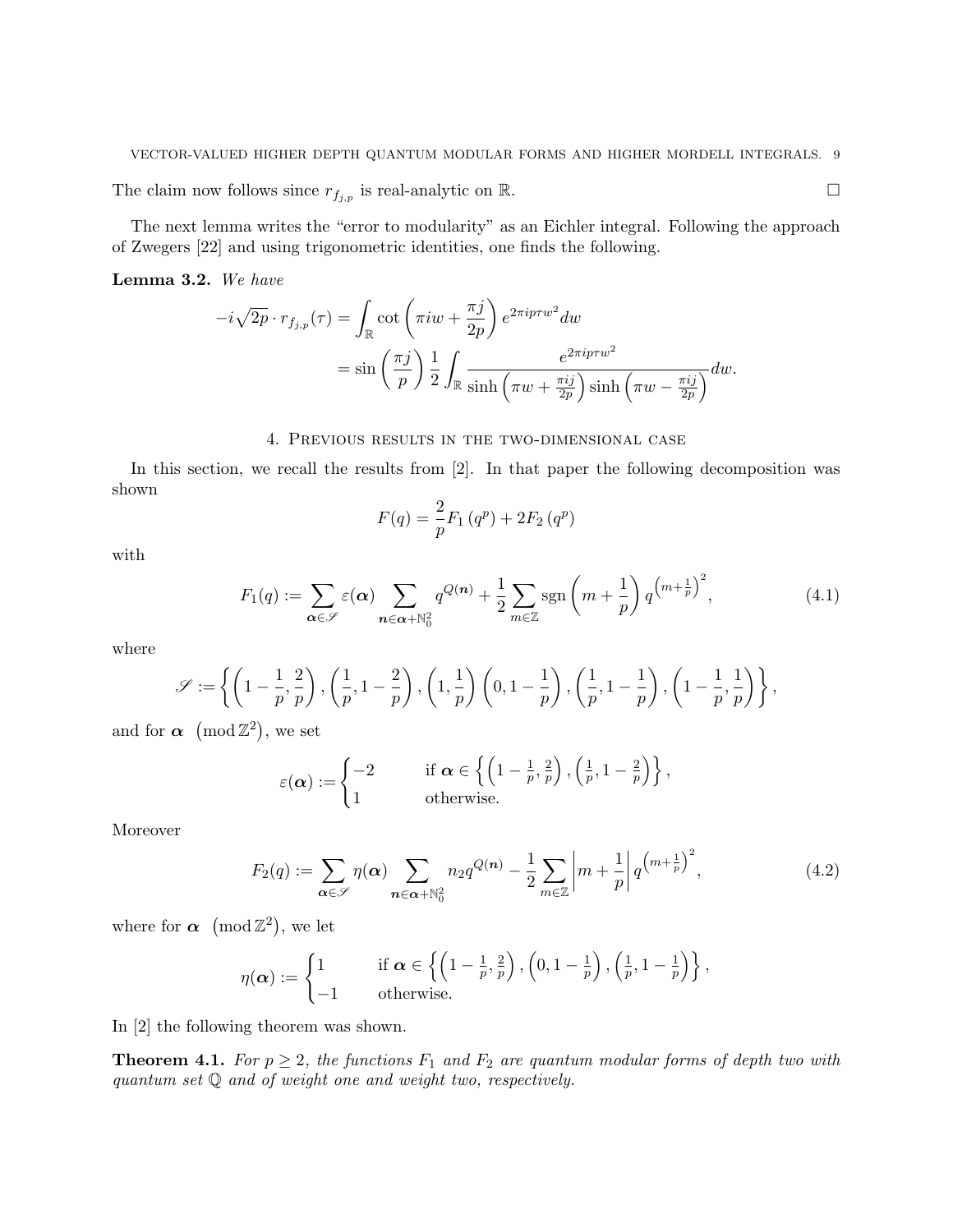The claim now follows since $r_{f_{j,p}}$ is real-analytic on $\mathbb{R}$. $\square$

The next lemma writes the "error to modularity" as an Eichler integral. Following the approach of Zwegers [22] and using trigonometric identities, one finds the following.

**Lemma 3.2.** *We have*

$$-i\sqrt{2p}\cdot r_{f_{j,p}}(\tau) = \int_{\mathbb{R}} \cot\left(\pi i w + \frac{\pi j}{2p}\right) e^{2\pi i p \tau w^2} dw$$
$$= \sin\left(\frac{\pi j}{p}\right) \frac{1}{2} \int_{\mathbb{R}} \frac{e^{2\pi i p \tau w^2}}{\sinh\left(\pi w + \frac{\pi i j}{2p}\right) \sinh\left(\pi w - \frac{\pi i j}{2p}\right)} dw.$$

## 4. Previous results in the two-dimensional case

In this section, we recall the results from [2]. In that paper the following decomposition was shown

$$F(q) = \frac{2}{p} F_1\left(q^p\right) + 2F_2\left(q^p\right)$$

with

$$F_1(q) := \sum_{\boldsymbol{\alpha}\in\mathscr{S}} \varepsilon(\boldsymbol{\alpha}) \sum_{\boldsymbol{n}\in\boldsymbol{\alpha}+\mathbb{N}_0^2} q^{Q(\boldsymbol{n})} + \frac{1}{2}\sum_{m\in\mathbb{Z}} \operatorname{sgn}\left(m+\frac{1}{p}\right) q^{\left(m+\frac{1}{p}\right)^2}, \tag{4.1}$$

where

$$\mathscr{S} := \left\{ \left(1-\frac{1}{p}, \frac{2}{p}\right), \left(\frac{1}{p}, 1-\frac{2}{p}\right), \left(1, \frac{1}{p}\right) \left(0, 1-\frac{1}{p}\right), \left(\frac{1}{p}, 1-\frac{1}{p}\right), \left(1-\frac{1}{p}, \frac{1}{p}\right) \right\},$$

and for $\boldsymbol{\alpha} \pmod{\mathbb{Z}^2}$, we set

$$\varepsilon(\boldsymbol{\alpha}) := \begin{cases} -2 & \text{if } \boldsymbol{\alpha} \in \left\{ \left(1-\frac{1}{p}, \frac{2}{p}\right), \left(\frac{1}{p}, 1-\frac{2}{p}\right) \right\}, \\ 1 & \text{otherwise.} \end{cases}$$

Moreover

$$F_2(q) := \sum_{\boldsymbol{\alpha}\in\mathscr{S}} \eta(\boldsymbol{\alpha}) \sum_{\boldsymbol{n}\in\boldsymbol{\alpha}+\mathbb{N}_0^2} n_2 q^{Q(\boldsymbol{n})} - \frac{1}{2}\sum_{m\in\mathbb{Z}} \left|m+\frac{1}{p}\right| q^{\left(m+\frac{1}{p}\right)^2}, \tag{4.2}$$

where for $\boldsymbol{\alpha} \pmod{\mathbb{Z}^2}$, we let

$$\eta(\boldsymbol{\alpha}) := \begin{cases} 1 & \text{if } \boldsymbol{\alpha} \in \left\{ \left(1-\frac{1}{p}, \frac{2}{p}\right), \left(0, 1-\frac{1}{p}\right), \left(\frac{1}{p}, 1-\frac{1}{p}\right) \right\}, \\ -1 & \text{otherwise.} \end{cases}$$

In [2] the following theorem was shown.

**Theorem 4.1.** *For $p \geq 2$, the functions $F_1$ and $F_2$ are quantum modular forms of depth two with quantum set $\mathbb{Q}$ and of weight one and weight two, respectively.*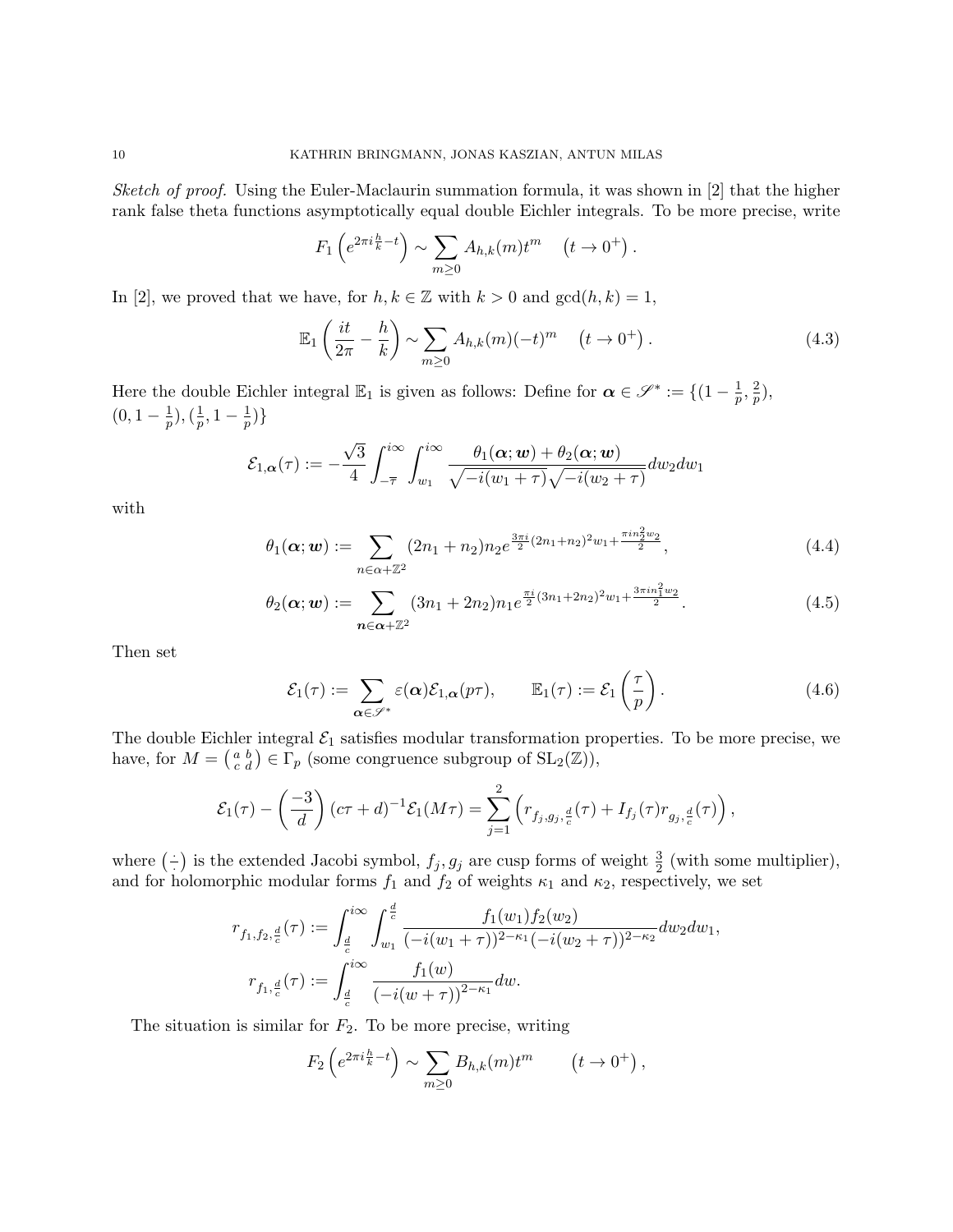*Sketch of proof.* Using the Euler-Maclaurin summation formula, it was shown in [2] that the higher rank false theta functions asymptotically equal double Eichler integrals. To be more precise, write

$$F_1\left(e^{2\pi i\frac{h}{k}-t}\right) \sim \sum_{m\geq 0} A_{h,k}(m)t^m \quad \left(t\to 0^+\right).$$

In [2], we proved that we have, for $h, k \in \mathbb{Z}$ with $k > 0$ and $\gcd(h, k) = 1$,

$$\mathbb{E}_1\left(\frac{it}{2\pi}-\frac{h}{k}\right) \sim \sum_{m\geq 0} A_{h,k}(m)(-t)^m \quad \left(t\to 0^+\right). \tag{4.3}$$

Here the double Eichler integral $\mathbb{E}_1$ is given as follows: Define for $\boldsymbol{\alpha} \in \mathscr{S}^* := \{(1-\frac{1}{p}, \frac{2}{p}), (0, 1-\frac{1}{p}), (\frac{1}{p}, 1-\frac{1}{p})\}$

$$\mathcal{E}_{1,\boldsymbol{\alpha}}(\tau) := -\frac{\sqrt{3}}{4}\int_{-\overline{\tau}}^{i\infty}\int_{w_1}^{i\infty} \frac{\theta_1(\boldsymbol{\alpha};\boldsymbol{w})+\theta_2(\boldsymbol{\alpha};\boldsymbol{w})}{\sqrt{-i(w_1+\tau)}\sqrt{-i(w_2+\tau)}}dw_2dw_1$$

with

$$\theta_1(\boldsymbol{\alpha};\boldsymbol{w}) := \sum_{n\in\alpha+\mathbb{Z}^2} (2n_1+n_2)n_2 e^{\frac{3\pi i}{2}(2n_1+n_2)^2 w_1 + \frac{\pi i n_2^2 w_2}{2}}, \tag{4.4}$$

$$\theta_2(\boldsymbol{\alpha};\boldsymbol{w}) := \sum_{\boldsymbol{n}\in\boldsymbol{\alpha}+\mathbb{Z}^2} (3n_1+2n_2)n_1 e^{\frac{\pi i}{2}(3n_1+2n_2)^2 w_1 + \frac{3\pi i n_1^2 w_2}{2}}. \tag{4.5}$$

Then set

$$\mathcal{E}_1(\tau) := \sum_{\boldsymbol{\alpha}\in\mathscr{S}^*} \varepsilon(\boldsymbol{\alpha})\mathcal{E}_{1,\boldsymbol{\alpha}}(p\tau), \qquad \mathbb{E}_1(\tau) := \mathcal{E}_1\left(\frac{\tau}{p}\right). \tag{4.6}$$

The double Eichler integral $\mathcal{E}_1$ satisfies modular transformation properties. To be more precise, we have, for $M = \left(\begin{smallmatrix} a & b \\ c & d\end{smallmatrix}\right) \in \Gamma_p$ (some congruence subgroup of $\mathrm{SL}_2(\mathbb{Z})$),

$$\mathcal{E}_1(\tau) - \left(\frac{-3}{d}\right)(c\tau+d)^{-1}\mathcal{E}_1(M\tau) = \sum_{j=1}^{2}\left(r_{f_j,g_j,\frac{d}{c}}(\tau) + I_{f_j}(\tau) r_{g_j,\frac{d}{c}}(\tau)\right),$$

where $\left(\frac{\cdot}{\cdot}\right)$ is the extended Jacobi symbol, $f_j, g_j$ are cusp forms of weight $\frac{3}{2}$ (with some multiplier), and for holomorphic modular forms $f_1$ and $f_2$ of weights $\kappa_1$ and $\kappa_2$, respectively, we set

$$r_{f_1,f_2,\frac{d}{c}}(\tau) := \int_{\frac{d}{c}}^{i\infty}\int_{w_1}^{\frac{d}{c}} \frac{f_1(w_1)f_2(w_2)}{(-i(w_1+\tau))^{2-\kappa_1}(-i(w_2+\tau))^{2-\kappa_2}}dw_2dw_1,$$

$$r_{f_1,\frac{d}{c}}(\tau) := \int_{\frac{d}{c}}^{i\infty} \frac{f_1(w)}{(-i(w+\tau))^{2-\kappa_1}}dw.$$

The situation is similar for $F_2$. To be more precise, writing

$$F_2\left(e^{2\pi i\frac{h}{k}-t}\right) \sim \sum_{m\geq 0} B_{h,k}(m)t^m \qquad \left(t\to 0^+\right),$$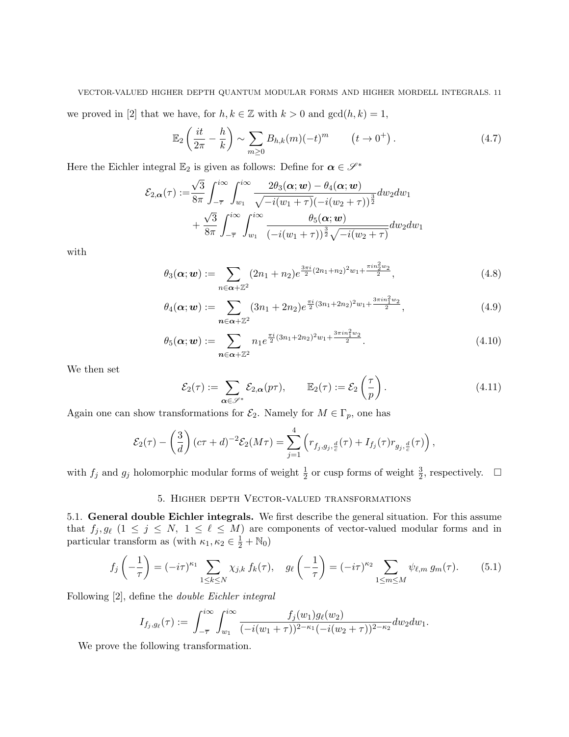we proved in [2] that we have, for $h, k \in \mathbb{Z}$ with $k > 0$ and $\gcd(h,k) = 1$,

$$\mathbb{E}_2\left(\frac{it}{2\pi} - \frac{h}{k}\right) \sim \sum_{m \geq 0} B_{h,k}(m)(-t)^m \qquad \left(t \to 0^+\right). \tag{4.7}$$

Here the Eichler integral $\mathbb{E}_2$ is given as follows: Define for $\boldsymbol{\alpha} \in \mathscr{S}^*$

$$\begin{aligned}\mathcal{E}_{2,\boldsymbol{\alpha}}(\tau) :=& \frac{\sqrt{3}}{8\pi} \int_{-\overline{\tau}}^{i\infty} \int_{w_1}^{i\infty} \frac{2\theta_3(\boldsymbol{\alpha}; \boldsymbol{w}) - \theta_4(\boldsymbol{\alpha}; \boldsymbol{w})}{\sqrt{-i(w_1+\tau)}(-i(w_2+\tau))^{\frac{3}{2}}} dw_2 dw_1 \\ &+ \frac{\sqrt{3}}{8\pi} \int_{-\overline{\tau}}^{i\infty} \int_{w_1}^{i\infty} \frac{\theta_5(\boldsymbol{\alpha}; \boldsymbol{w})}{(-i(w_1+\tau))^{\frac{3}{2}}\sqrt{-i(w_2+\tau)}} dw_2 dw_1\end{aligned}$$

with

$$\theta_3(\boldsymbol{\alpha}; \boldsymbol{w}) := \sum_{n \in \boldsymbol{\alpha} + \mathbb{Z}^2} (2n_1 + n_2) e^{\frac{3\pi i}{2}(2n_1+n_2)^2 w_1 + \frac{\pi i n_2^2 w_2}{2}}, \tag{4.8}$$

$$\theta_4(\boldsymbol{\alpha}; \boldsymbol{w}) := \sum_{\boldsymbol{n} \in \boldsymbol{\alpha} + \mathbb{Z}^2} (3n_1 + 2n_2) e^{\frac{\pi i}{2}(3n_1+2n_2)^2 w_1 + \frac{3\pi i n_1^2 w_2}{2}}, \tag{4.9}$$

$$\theta_5(\boldsymbol{\alpha}; \boldsymbol{w}) := \sum_{\boldsymbol{n} \in \boldsymbol{\alpha} + \mathbb{Z}^2} n_1 e^{\frac{\pi i}{2}(3n_1+2n_2)^2 w_1 + \frac{3\pi i n_1^2 w_2}{2}}. \tag{4.10}$$

We then set

$$\mathcal{E}_2(\tau) := \sum_{\boldsymbol{\alpha} \in \mathscr{S}^*} \mathcal{E}_{2,\boldsymbol{\alpha}}(p\tau), \qquad \mathbb{E}_2(\tau) := \mathcal{E}_2\left(\frac{\tau}{p}\right). \tag{4.11}$$

Again one can show transformations for $\mathcal{E}_2$. Namely for $M \in \Gamma_p$, one has

$$\mathcal{E}_2(\tau) - \left(\frac{3}{d}\right)(c\tau + d)^{-2}\mathcal{E}_2(M\tau) = \sum_{j=1}^{4} \left(r_{f_j, g_j, \frac{d}{c}}(\tau) + I_{f_j}(\tau) r_{g_j, \frac{d}{c}}(\tau)\right),$$

with $f_j$ and $g_j$ holomorphic modular forms of weight $\frac{1}{2}$ or cusp forms of weight $\frac{3}{2}$, respectively. $\square$

## 5. Higher depth Vector-valued transformations

**5.1. General double Eichler integrals.** We first describe the general situation. For this assume that $f_j, g_\ell$ ($1 \leq j \leq N$, $1 \leq \ell \leq M$) are components of vector-valued modular forms and in particular transform as (with $\kappa_1, \kappa_2 \in \frac{1}{2} + \mathbb{N}_0$)

$$f_j\left(-\frac{1}{\tau}\right) = (-i\tau)^{\kappa_1} \sum_{1 \leq k \leq N} \chi_{j,k}\, f_k(\tau), \quad g_\ell\left(-\frac{1}{\tau}\right) = (-i\tau)^{\kappa_2} \sum_{1 \leq m \leq M} \psi_{\ell,m}\, g_m(\tau). \tag{5.1}$$

Following [2], define the *double Eichler integral*

$$I_{f_j, g_\ell}(\tau) := \int_{-\overline{\tau}}^{i\infty} \int_{w_1}^{i\infty} \frac{f_j(w_1) g_\ell(w_2)}{(-i(w_1+\tau))^{2-\kappa_1}(-i(w_2+\tau))^{2-\kappa_2}} dw_2 dw_1.$$

We prove the following transformation.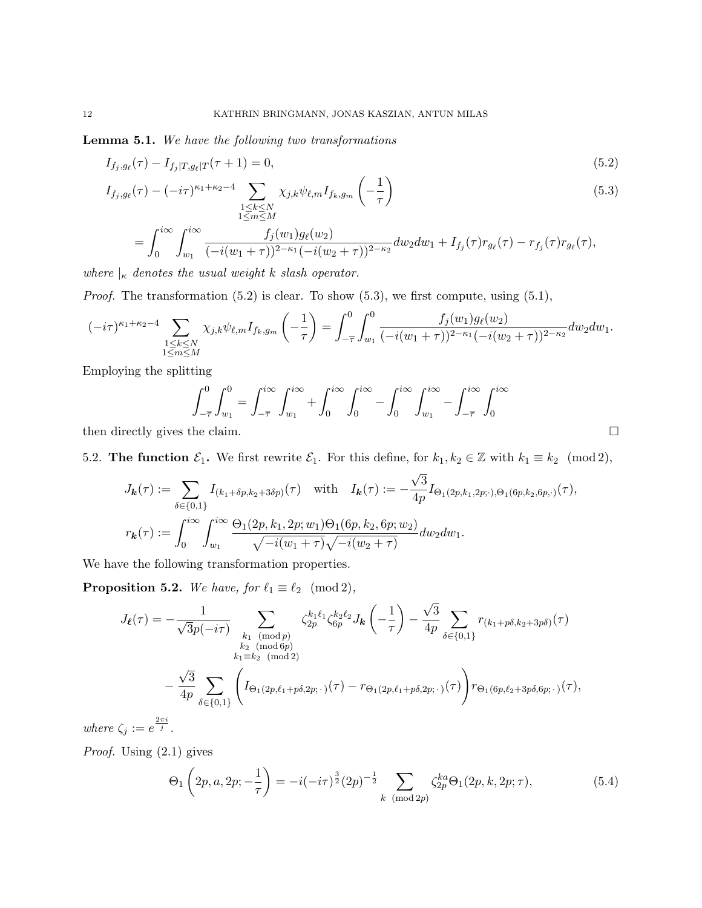**Lemma 5.1.** *We have the following two transformations*

$$I_{f_j,g_\ell}(\tau) - I_{f_j|T,g_\ell|T}(\tau+1) = 0, \tag{5.2}$$

$$I_{f_j,g_\ell}(\tau) - (-i\tau)^{\kappa_1+\kappa_2-4} \sum_{\substack{1\le k\le N\\ 1\le m\le M}} \chi_{j,k}\psi_{\ell,m} I_{f_k,g_m}\left(-\frac{1}{\tau}\right) \tag{5.3}$$

$$= \int_0^{i\infty}\int_{w_1}^{i\infty} \frac{f_j(w_1)g_\ell(w_2)}{(-i(w_1+\tau))^{2-\kappa_1}(-i(w_2+\tau))^{2-\kappa_2}} dw_2 dw_1 + I_{f_j}(\tau) r_{g_\ell}(\tau) - r_{f_j}(\tau) r_{g_\ell}(\tau),$$

*where $|_\kappa$ denotes the usual weight $k$ slash operator.*

*Proof.* The transformation (5.2) is clear. To show (5.3), we first compute, using (5.1),

$$(-i\tau)^{\kappa_1+\kappa_2-4} \sum_{\substack{1\le k\le N\\ 1\le m\le M}} \chi_{j,k}\psi_{\ell,m} I_{f_k,g_m}\left(-\frac{1}{\tau}\right) = \int_{-\overline{\tau}}^{0}\int_{w_1}^{0} \frac{f_j(w_1)g_\ell(w_2)}{(-i(w_1+\tau))^{2-\kappa_1}(-i(w_2+\tau))^{2-\kappa_2}} dw_2 dw_1.$$

Employing the splitting

$$\int_{-\overline{\tau}}^{0}\int_{w_1}^{0} = \int_{-\overline{\tau}}^{i\infty}\int_{w_1}^{i\infty} + \int_{0}^{i\infty}\int_{0}^{i\infty} - \int_{0}^{i\infty}\int_{w_1}^{i\infty} - \int_{-\overline{\tau}}^{i\infty}\int_{0}^{i\infty}$$

then directly gives the claim. $\square$

5.2. **The function $\mathcal{E}_1$.** We first rewrite $\mathcal{E}_1$. For this define, for $k_1, k_2 \in \mathbb{Z}$ with $k_1 \equiv k_2 \pmod 2$,

$$J_{\boldsymbol{k}}(\tau) := \sum_{\delta\in\{0,1\}} I_{(k_1+\delta p, k_2+3\delta p)}(\tau) \quad \text{with} \quad I_{\boldsymbol{k}}(\tau) := -\frac{\sqrt{3}}{4p} I_{\Theta_1(2p,k_1,2p;\cdot),\Theta_1(6p,k_2,6p,\cdot)}(\tau),$$

$$r_{\boldsymbol{k}}(\tau) := \int_0^{i\infty}\int_{w_1}^{i\infty} \frac{\Theta_1(2p,k_1,2p;w_1)\Theta_1(6p,k_2,6p;w_2)}{\sqrt{-i(w_1+\tau)}\sqrt{-i(w_2+\tau)}} dw_2 dw_1.$$

We have the following transformation properties.

**Proposition 5.2.** *We have, for $\ell_1 \equiv \ell_2 \pmod 2$,*

$$J_{\boldsymbol{\ell}}(\tau) = -\frac{1}{\sqrt{3}p(-i\tau)} \sum_{\substack{k_1 \pmod p\\ k_2 \pmod{6p}\\ k_1\equiv k_2 \pmod 2}} \zeta_{2p}^{k_1\ell_1}\zeta_{6p}^{k_2\ell_2} J_{\boldsymbol{k}}\left(-\frac{1}{\tau}\right) - \frac{\sqrt{3}}{4p}\sum_{\delta\in\{0,1\}} r_{(k_1+p\delta,k_2+3p\delta)}(\tau)$$

$$-\frac{\sqrt{3}}{4p}\sum_{\delta\in\{0,1\}}\left(I_{\Theta_1(2p,\ell_1+p\delta,2p;\,\cdot\,)}(\tau) - r_{\Theta_1(2p,\ell_1+p\delta,2p;\,\cdot\,)}(\tau)\right) r_{\Theta_1(6p,\ell_2+3p\delta,6p;\,\cdot\,)}(\tau),$$

*where $\zeta_j := e^{\frac{2\pi i}{j}}$.*

*Proof.* Using (2.1) gives

$$\Theta_1\left(2p,a,2p;-\frac{1}{\tau}\right) = -i(-i\tau)^{\frac{3}{2}}(2p)^{-\frac{1}{2}} \sum_{k \pmod{2p}} \zeta_{2p}^{ka}\Theta_1(2p,k,2p;\tau), \tag{5.4}$$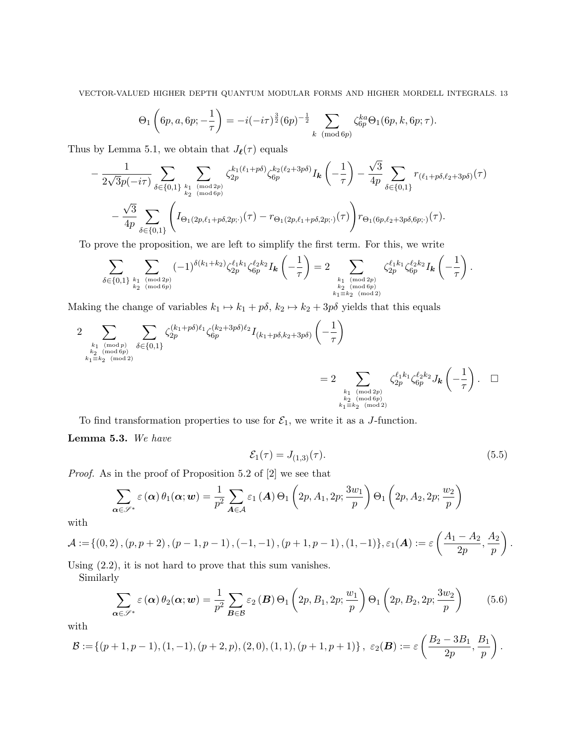$$\Theta_1\left(6p, a, 6p; -\frac{1}{\tau}\right) = -i(-i\tau)^{\frac{3}{2}}(6p)^{-\frac{1}{2}} \sum_{k \pmod{6p}} \zeta_{6p}^{ka}\Theta_1(6p, k, 6p; \tau).$$

Thus by Lemma 5.1, we obtain that $J_{\boldsymbol{\ell}}(\tau)$ equals

$$-\frac{1}{2\sqrt{3}p(-i\tau)} \sum_{\delta\in\{0,1\}} \sum_{\substack{k_1 \pmod{2p} \\ k_2 \pmod{6p}}} \zeta_{2p}^{k_1(\ell_1+p\delta)}\zeta_{6p}^{k_2(\ell_2+3p\delta)} I_{\boldsymbol{k}}\left(-\frac{1}{\tau}\right) - \frac{\sqrt{3}}{4p}\sum_{\delta\in\{0,1\}} r_{(\ell_1+p\delta,\ell_2+3p\delta)}(\tau)$$

$$-\frac{\sqrt{3}}{4p}\sum_{\delta\in\{0,1\}}\left(I_{\Theta_1(2p,\ell_1+p\delta,2p;\cdot)}(\tau) - r_{\Theta_1(2p,\ell_1+p\delta,2p;\cdot)}(\tau)\right) r_{\Theta_1(6p,\ell_2+3p\delta,6p;\cdot)}(\tau).$$

To prove the proposition, we are left to simplify the first term. For this, we write

$$\sum_{\delta\in\{0,1\}} \sum_{\substack{k_1 \pmod{2p} \\ k_2 \pmod{6p}}} (-1)^{\delta(k_1+k_2)}\zeta_{2p}^{\ell_1k_1}\zeta_{6p}^{\ell_2k_2} I_{\boldsymbol{k}}\left(-\frac{1}{\tau}\right) = 2\sum_{\substack{k_1 \pmod{2p} \\ k_2 \pmod{6p} \\ k_1\equiv k_2 \pmod{2}}} \zeta_{2p}^{\ell_1k_1}\zeta_{6p}^{\ell_2k_2} I_{\boldsymbol{k}}\left(-\frac{1}{\tau}\right).$$

Making the change of variables $k_1 \mapsto k_1 + p\delta$, $k_2 \mapsto k_2 + 3p\delta$ yields that this equals

$$2\sum_{\substack{k_1 \pmod{p} \\ k_2 \pmod{6p} \\ k_1\equiv k_2 \pmod{2}}} \sum_{\delta\in\{0,1\}} \zeta_{2p}^{(k_1+p\delta)\ell_1}\zeta_{6p}^{(k_2+3p\delta)\ell_2} I_{(k_1+p\delta,k_2+3p\delta)}\left(-\frac{1}{\tau}\right)$$

$$= 2\sum_{\substack{k_1 \pmod{2p} \\ k_2 \pmod{6p} \\ k_1\equiv k_2 \pmod{2}}} \zeta_{2p}^{\ell_1k_1}\zeta_{6p}^{\ell_2k_2} J_{\boldsymbol{k}}\left(-\frac{1}{\tau}\right). \quad \square$$

To find transformation properties to use for $\mathcal{E}_1$, we write it as a $J$-function.

**Lemma 5.3.** *We have*

$$\mathcal{E}_1(\tau) = J_{(1,3)}(\tau). \tag{5.5}$$

*Proof.* As in the proof of Proposition 5.2 of [2] we see that

$$\sum_{\boldsymbol{\alpha}\in\mathscr{S}^*} \varepsilon(\boldsymbol{\alpha})\,\theta_1(\boldsymbol{\alpha};\boldsymbol{w}) = \frac{1}{p^2}\sum_{\boldsymbol{A}\in\mathcal{A}} \varepsilon_1(\boldsymbol{A})\,\Theta_1\left(2p, A_1, 2p; \frac{3w_1}{p}\right)\Theta_1\left(2p, A_2, 2p; \frac{w_2}{p}\right)$$

with

$$\mathcal{A} := \{(0,2), (p,p+2), (p-1,p-1), (-1,-1), (p+1,p-1), (1,-1)\}, \varepsilon_1(\boldsymbol{A}) := \varepsilon\left(\frac{A_1-A_2}{2p}, \frac{A_2}{p}\right).$$

Using (2.2), it is not hard to prove that this sum vanishes.

Similarly

$$\sum_{\boldsymbol{\alpha}\in\mathscr{S}^*} \varepsilon(\boldsymbol{\alpha})\,\theta_2(\boldsymbol{\alpha};\boldsymbol{w}) = \frac{1}{p^2}\sum_{\boldsymbol{B}\in\mathcal{B}} \varepsilon_2(\boldsymbol{B})\,\Theta_1\left(2p, B_1, 2p; \frac{w_1}{p}\right)\Theta_1\left(2p, B_2, 2p; \frac{3w_2}{p}\right) \tag{5.6}$$

with

$$\mathcal{B} := \{(p+1,p-1), (1,-1), (p+2,p), (2,0), (1,1), (p+1,p+1)\},\ \varepsilon_2(\boldsymbol{B}) := \varepsilon\left(\frac{B_2-3B_1}{2p}, \frac{B_1}{p}\right).$$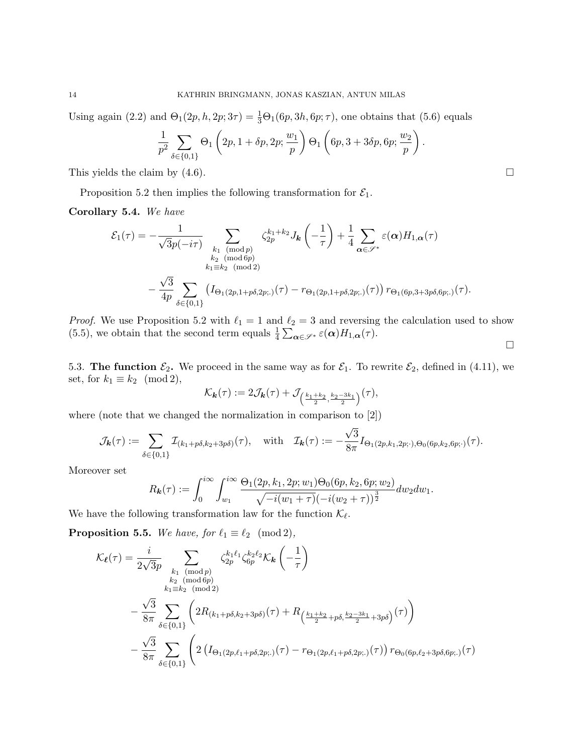Using again (2.2) and $\Theta_1(2p,h,2p;3\tau)=\frac{1}{3}\Theta_1(6p,3h,6p;\tau)$, one obtains that (5.6) equals

$$\frac{1}{p^2}\sum_{\delta\in\{0,1\}}\Theta_1\left(2p,1+\delta p,2p;\frac{w_1}{p}\right)\Theta_1\left(6p,3+3\delta p,6p;\frac{w_2}{p}\right).$$

This yields the claim by (4.6). $\square$

Proposition 5.2 then implies the following transformation for $\mathcal{E}_1$.

**Corollary 5.4.** *We have*

$$\mathcal{E}_1(\tau)=-\frac{1}{\sqrt{3}p(-i\tau)}\sum_{\substack{k_1 \pmod p\\ k_2 \pmod{6p}\\ k_1\equiv k_2 \pmod 2}}\zeta_{2p}^{k_1+k_2}J_{\boldsymbol{k}}\left(-\frac{1}{\tau}\right)+\frac{1}{4}\sum_{\boldsymbol{\alpha}\in\mathscr{S}^*}\varepsilon(\boldsymbol{\alpha})H_{1,\boldsymbol{\alpha}}(\tau)$$
$$-\frac{\sqrt{3}}{4p}\sum_{\delta\in\{0,1\}}\left(I_{\Theta_1(2p,1+p\delta,2p;.)}(\tau)-r_{\Theta_1(2p,1+p\delta,2p;.)}(\tau)\right)r_{\Theta_1(6p,3+3p\delta,6p;.)}(\tau).$$

*Proof.* We use Proposition 5.2 with $\ell_1=1$ and $\ell_2=3$ and reversing the calculation used to show (5.5), we obtain that the second term equals $\frac{1}{4}\sum_{\boldsymbol{\alpha}\in\mathscr{S}^*}\varepsilon(\boldsymbol{\alpha})H_{1,\boldsymbol{\alpha}}(\tau)$. $\square$

5.3. **The function $\mathcal{E}_2$.** We proceed in the same way as for $\mathcal{E}_1$. To rewrite $\mathcal{E}_2$, defined in (4.11), we set, for $k_1\equiv k_2 \pmod 2$,

$$\mathcal{K}_{\boldsymbol{k}}(\tau):=2\mathcal{J}_{\boldsymbol{k}}(\tau)+\mathcal{J}_{\left(\frac{k_1+k_2}{2},\frac{k_2-3k_1}{2}\right)}(\tau),$$

where (note that we changed the normalization in comparison to [2])

$$\mathcal{J}_{\boldsymbol{k}}(\tau):=\sum_{\delta\in\{0,1\}}\mathcal{I}_{(k_1+p\delta,k_2+3p\delta)}(\tau),\quad\text{with}\quad \mathcal{I}_{\boldsymbol{k}}(\tau):=-\frac{\sqrt{3}}{8\pi}I_{\Theta_1(2p,k_1,2p;\cdot),\Theta_0(6p,k_2,6p;\cdot)}(\tau).$$

Moreover set

$$R_{\boldsymbol{k}}(\tau):=\int_0^{i\infty}\int_{w_1}^{i\infty}\frac{\Theta_1(2p,k_1,2p;w_1)\Theta_0(6p,k_2,6p;w_2)}{\sqrt{-i(w_1+\tau)}(-i(w_2+\tau))^{\frac{3}{2}}}dw_2dw_1.$$

We have the following transformation law for the function $\mathcal{K}_{\ell}$.

**Proposition 5.5.** *We have, for $\ell_1\equiv\ell_2 \pmod 2$,*

$$\mathcal{K}_{\boldsymbol{\ell}}(\tau)=\frac{i}{2\sqrt{3}p}\sum_{\substack{k_1 \pmod p\\ k_2 \pmod{6p}\\ k_1\equiv k_2 \pmod 2}}\zeta_{2p}^{k_1\ell_1}\zeta_{6p}^{k_2\ell_2}\mathcal{K}_{\boldsymbol{k}}\left(-\frac{1}{\tau}\right)$$
$$-\frac{\sqrt{3}}{8\pi}\sum_{\delta\in\{0,1\}}\left(2R_{(k_1+p\delta,k_2+3p\delta)}(\tau)+R_{\left(\frac{k_1+k_2}{2}+p\delta,\frac{k_2-3k_1}{2}+3p\delta\right)}(\tau)\right)$$
$$-\frac{\sqrt{3}}{8\pi}\sum_{\delta\in\{0,1\}}\Bigg(2\left(I_{\Theta_1(2p,\ell_1+p\delta,2p;.)}(\tau)-r_{\Theta_1(2p,\ell_1+p\delta,2p;.)}(\tau)\right)r_{\Theta_0(6p,\ell_2+3p\delta,6p;.)}(\tau)$$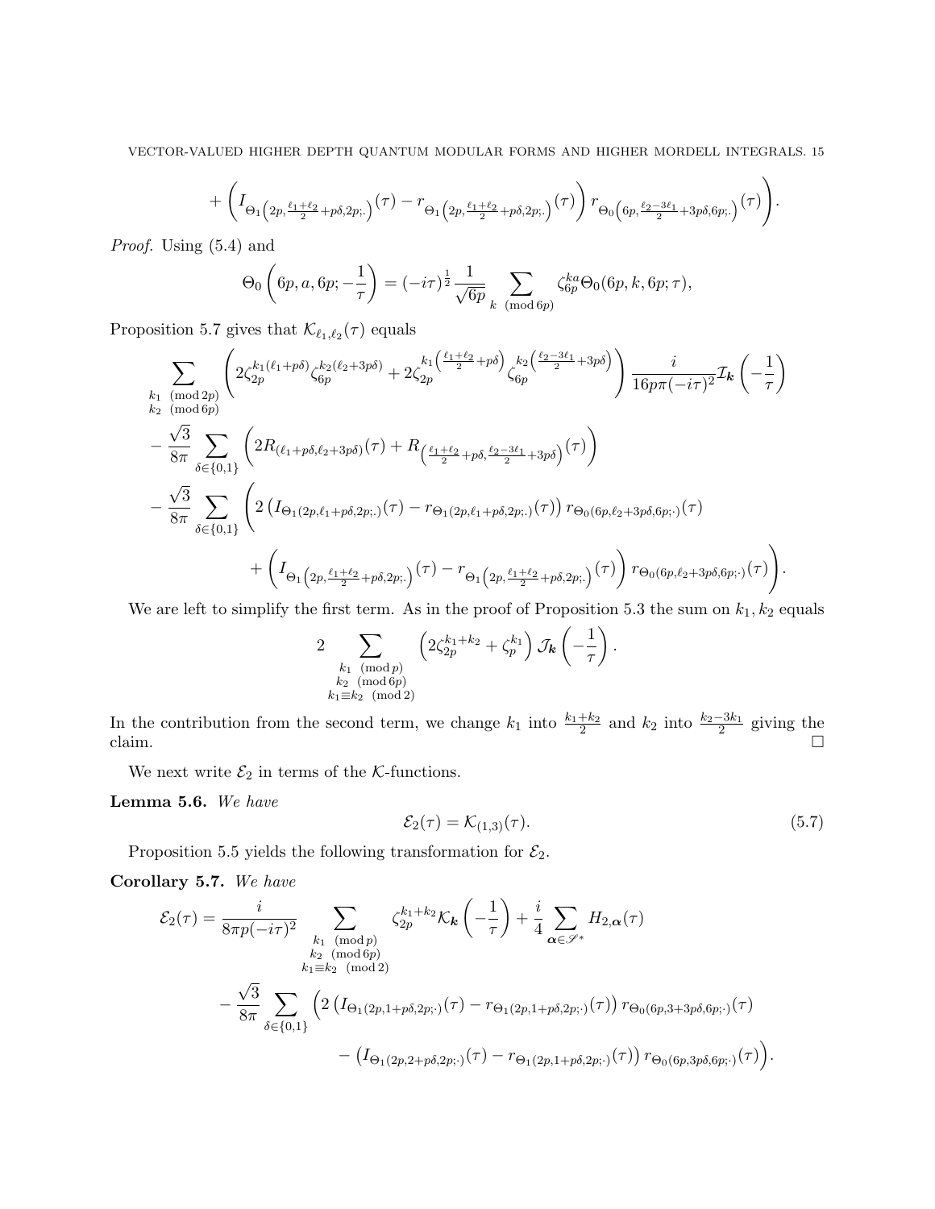$$+\left(I_{\Theta_1\left(2p,\frac{\ell_1+\ell_2}{2}+p\delta,2p;.\right)}(\tau)-r_{\Theta_1\left(2p,\frac{\ell_1+\ell_2}{2}+p\delta,2p;.\right)}(\tau)\right)r_{\Theta_0\left(6p,\frac{\ell_2-3\ell_1}{2}+3p\delta,6p;.\right)}(\tau)\Bigg).$$

*Proof.* Using (5.4) and

$$\Theta_0\left(6p,a,6p;-\frac{1}{\tau}\right)=(-i\tau)^{\frac12}\frac{1}{\sqrt{6p}}\sum_{k\pmod{6p}}\zeta_{6p}^{ka}\Theta_0(6p,k,6p;\tau),$$

Proposition 5.7 gives that $\mathcal{K}_{\ell_1,\ell_2}(\tau)$ equals

$$\sum_{\substack{k_1\pmod{2p}\\k_2\pmod{6p}}}\left(2\zeta_{2p}^{k_1(\ell_1+p\delta)}\zeta_{6p}^{k_2(\ell_2+3p\delta)}+2\zeta_{2p}^{k_1\left(\frac{\ell_1+\ell_2}{2}+p\delta\right)}\zeta_{6p}^{k_2\left(\frac{\ell_2-3\ell_1}{2}+3p\delta\right)}\right)\frac{i}{16p\pi(-i\tau)^2}\mathcal{I}_{\boldsymbol{k}}\left(-\frac{1}{\tau}\right)$$

$$-\frac{\sqrt{3}}{8\pi}\sum_{\delta\in\{0,1\}}\left(2R_{(\ell_1+p\delta,\ell_2+3p\delta)}(\tau)+R_{\left(\frac{\ell_1+\ell_2}{2}+p\delta,\frac{\ell_2-3\ell_1}{2}+3p\delta\right)}(\tau)\right)$$

$$-\frac{\sqrt{3}}{8\pi}\sum_{\delta\in\{0,1\}}\Bigg(2\left(I_{\Theta_1(2p,\ell_1+p\delta,2p;.)}(\tau)-r_{\Theta_1(2p,\ell_1+p\delta,2p;.)}(\tau)\right)r_{\Theta_0(6p,\ell_2+3p\delta,6p;\cdot)}(\tau)$$

$$+\left(I_{\Theta_1\left(2p,\frac{\ell_1+\ell_2}{2}+p\delta,2p;.\right)}(\tau)-r_{\Theta_1\left(2p,\frac{\ell_1+\ell_2}{2}+p\delta,2p;.\right)}(\tau)\right)r_{\Theta_0(6p,\ell_2+3p\delta,6p;\cdot)}(\tau)\Bigg).$$

We are left to simplify the first term. As in the proof of Proposition 5.3 the sum on $k_1,k_2$ equals

$$2\sum_{\substack{k_1\pmod{p}\\k_2\pmod{6p}\\k_1\equiv k_2\pmod{2}}}\left(2\zeta_{2p}^{k_1+k_2}+\zeta_p^{k_1}\right)\mathcal{J}_{\boldsymbol{k}}\left(-\frac{1}{\tau}\right).$$

In the contribution from the second term, we change $k_1$ into $\frac{k_1+k_2}{2}$ and $k_2$ into $\frac{k_2-3k_1}{2}$ giving the claim. $\square$

We next write $\mathcal{E}_2$ in terms of the $\mathcal{K}$-functions.

**Lemma 5.6.** *We have*

$$\mathcal{E}_2(\tau)=\mathcal{K}_{(1,3)}(\tau). \tag{5.7}$$

Proposition 5.5 yields the following transformation for $\mathcal{E}_2$.

**Corollary 5.7.** *We have*

$$\mathcal{E}_2(\tau)=\frac{i}{8\pi p(-i\tau)^2}\sum_{\substack{k_1\pmod{p}\\k_2\pmod{6p}\\k_1\equiv k_2\pmod{2}}}\zeta_{2p}^{k_1+k_2}\mathcal{K}_{\boldsymbol{k}}\left(-\frac{1}{\tau}\right)+\frac{i}{4}\sum_{\boldsymbol{\alpha}\in\mathscr{S}^*}H_{2,\boldsymbol{\alpha}}(\tau)$$

$$-\frac{\sqrt{3}}{8\pi}\sum_{\delta\in\{0,1\}}\Big(2\left(I_{\Theta_1(2p,1+p\delta,2p;\cdot)}(\tau)-r_{\Theta_1(2p,1+p\delta,2p;\cdot)}(\tau)\right)r_{\Theta_0(6p,3+3p\delta,6p;\cdot)}(\tau)$$

$$-\left(I_{\Theta_1(2p,2+p\delta,2p;\cdot)}(\tau)-r_{\Theta_1(2p,1+p\delta,2p;\cdot)}(\tau)\right)r_{\Theta_0(6p,3p\delta,6p;\cdot)}(\tau)\Big).$$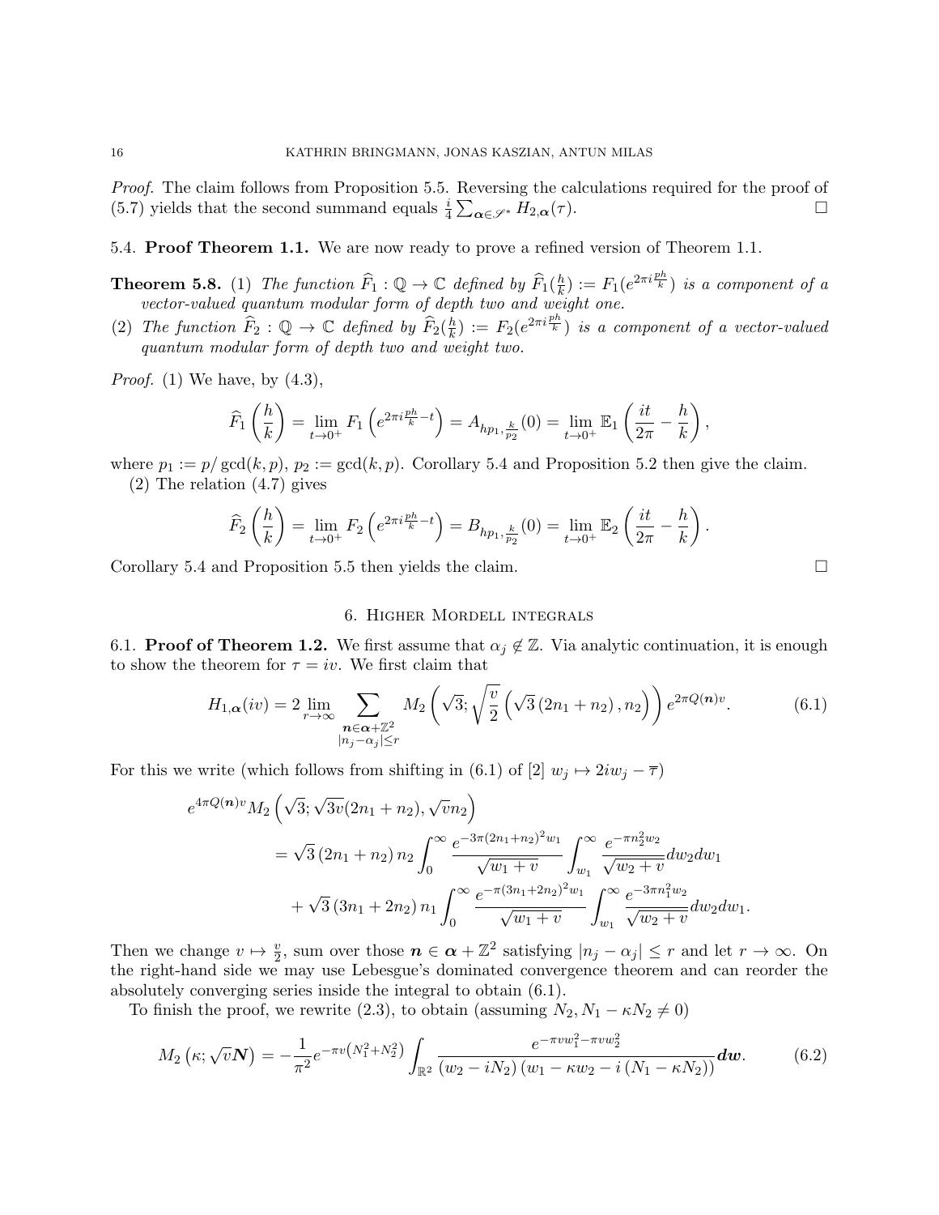*Proof.* The claim follows from Proposition 5.5. Reversing the calculations required for the proof of (5.7) yields that the second summand equals $\frac{i}{4}\sum_{\boldsymbol{\alpha}\in\mathscr{S}^*} H_{2,\boldsymbol{\alpha}}(\tau)$. $\square$

### 5.4. Proof Theorem 1.1.

We are now ready to prove a refined version of Theorem 1.1.

**Theorem 5.8.** (1) *The function $\widehat{F}_1 : \mathbb{Q} \to \mathbb{C}$ defined by $\widehat{F}_1(\frac{h}{k}) := F_1(e^{2\pi i \frac{ph}{k}})$ is a component of a vector-valued quantum modular form of depth two and weight one.*

(2) *The function $\widehat{F}_2 : \mathbb{Q} \to \mathbb{C}$ defined by $\widehat{F}_2(\frac{h}{k}) := F_2(e^{2\pi i \frac{ph}{k}})$ is a component of a vector-valued quantum modular form of depth two and weight two.*

*Proof.* (1) We have, by (4.3),

$$\widehat{F}_1\left(\frac{h}{k}\right) = \lim_{t\to 0^+} F_1\left(e^{2\pi i \frac{ph}{k} - t}\right) = A_{hp_1, \frac{k}{p_2}}(0) = \lim_{t\to 0^+} \mathbb{E}_1\left(\frac{it}{2\pi} - \frac{h}{k}\right),$$

where $p_1 := p/\gcd(k,p)$, $p_2 := \gcd(k,p)$. Corollary 5.4 and Proposition 5.2 then give the claim.

(2) The relation (4.7) gives

$$\widehat{F}_2\left(\frac{h}{k}\right) = \lim_{t\to 0^+} F_2\left(e^{2\pi i \frac{ph}{k} - t}\right) = B_{hp_1, \frac{k}{p_2}}(0) = \lim_{t\to 0^+} \mathbb{E}_2\left(\frac{it}{2\pi} - \frac{h}{k}\right).$$

Corollary 5.4 and Proposition 5.5 then yields the claim. $\square$

## 6. Higher Mordell integrals

### 6.1. Proof of Theorem 1.2.

We first assume that $\alpha_j \notin \mathbb{Z}$. Via analytic continuation, it is enough to show the theorem for $\tau = iv$. We first claim that

$$H_{1,\boldsymbol{\alpha}}(iv) = 2\lim_{r\to\infty} \sum_{\substack{\boldsymbol{n}\in\boldsymbol{\alpha}+\mathbb{Z}^2 \\ |n_j - \alpha_j|\le r}} M_2\left(\sqrt{3}; \sqrt{\frac{v}{2}}\left(\sqrt{3}\left(2n_1+n_2\right), n_2\right)\right) e^{2\pi Q(\boldsymbol{n})v}. \tag{6.1}$$

For this we write (which follows from shifting in (6.1) of [2] $w_j \mapsto 2iw_j - \overline{\tau}$)

$$\begin{aligned}
e^{4\pi Q(\boldsymbol{n})v} M_2\left(\sqrt{3}; \sqrt{3v}(2n_1+n_2), \sqrt{v}n_2\right)
&= \sqrt{3}\left(2n_1+n_2\right) n_2 \int_0^\infty \frac{e^{-3\pi(2n_1+n_2)^2 w_1}}{\sqrt{w_1+v}} \int_{w_1}^\infty \frac{e^{-\pi n_2^2 w_2}}{\sqrt{w_2+v}} dw_2 dw_1 \\
&\quad + \sqrt{3}\left(3n_1+2n_2\right) n_1 \int_0^\infty \frac{e^{-\pi(3n_1+2n_2)^2 w_1}}{\sqrt{w_1+v}} \int_{w_1}^\infty \frac{e^{-3\pi n_1^2 w_2}}{\sqrt{w_2+v}} dw_2 dw_1.
\end{aligned}$$

Then we change $v \mapsto \frac{v}{2}$, sum over those $\boldsymbol{n} \in \boldsymbol{\alpha} + \mathbb{Z}^2$ satisfying $|n_j - \alpha_j| \le r$ and let $r \to \infty$. On the right-hand side we may use Lebesgue's dominated convergence theorem and can reorder the absolutely converging series inside the integral to obtain (6.1).

To finish the proof, we rewrite (2.3), to obtain (assuming $N_2, N_1 - \kappa N_2 \neq 0$)

$$M_2\left(\kappa; \sqrt{v}\boldsymbol{N}\right) = -\frac{1}{\pi^2} e^{-\pi v\left(N_1^2+N_2^2\right)} \int_{\mathbb{R}^2} \frac{e^{-\pi v w_1^2 - \pi v w_2^2}}{\left(w_2 - iN_2\right)\left(w_1 - \kappa w_2 - i\left(N_1 - \kappa N_2\right)\right)} \boldsymbol{dw}. \tag{6.2}$$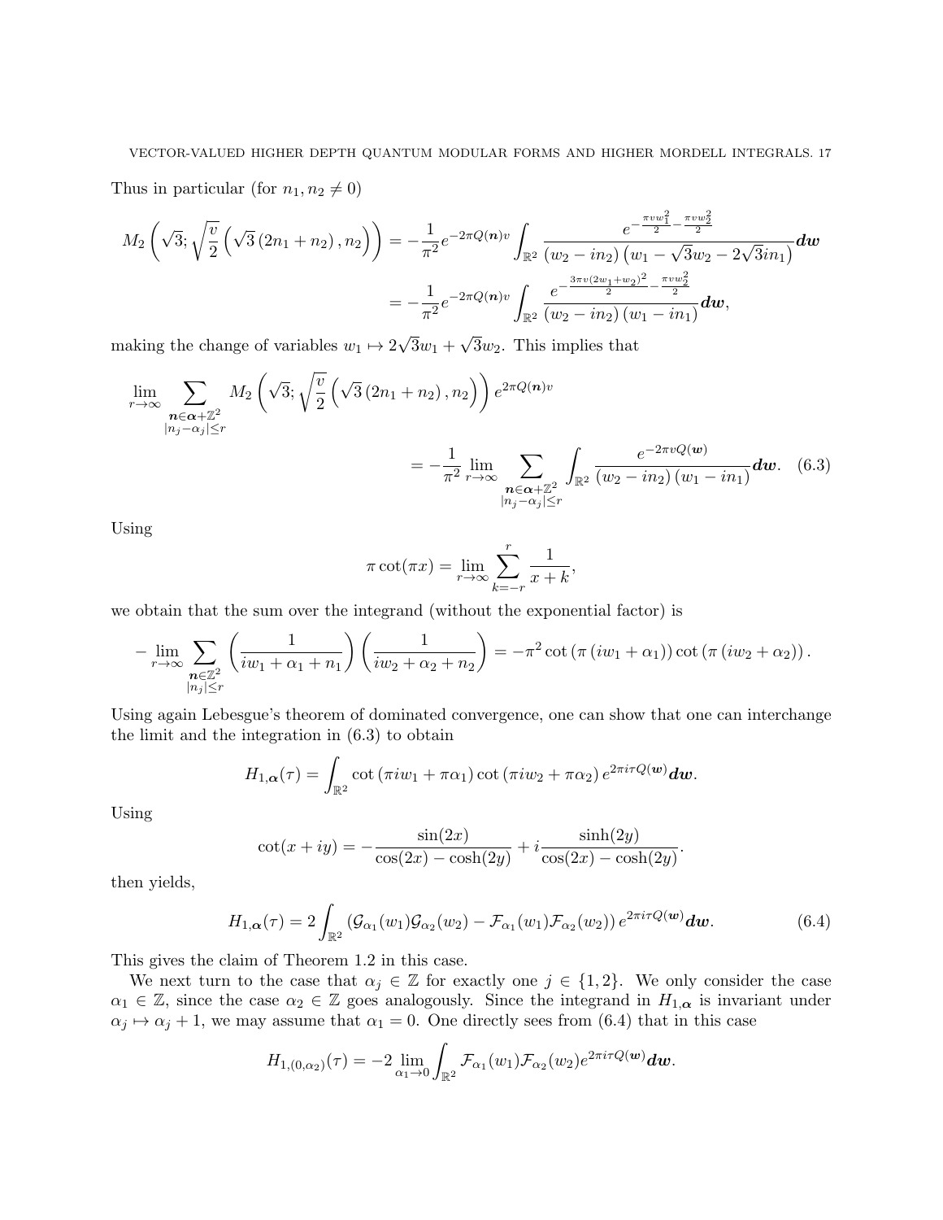Thus in particular (for $n_1, n_2 \neq 0$)

$$M_2\left(\sqrt{3}; \sqrt{\frac{v}{2}}\left(\sqrt{3}\left(2n_1+n_2\right), n_2\right)\right) = -\frac{1}{\pi^2} e^{-2\pi Q(\boldsymbol{n})v} \int_{\mathbb{R}^2} \frac{e^{-\frac{\pi v w_1^2}{2} - \frac{\pi v w_2^2}{2}}}{\left(w_2 - in_2\right)\left(w_1 - \sqrt{3}w_2 - 2\sqrt{3}in_1\right)} \boldsymbol{dw}$$

$$= -\frac{1}{\pi^2} e^{-2\pi Q(\boldsymbol{n})v} \int_{\mathbb{R}^2} \frac{e^{-\frac{3\pi v (2w_1+w_2)^2}{2} - \frac{\pi v w_2^2}{2}}}{\left(w_2 - in_2\right)\left(w_1 - in_1\right)} \boldsymbol{dw},$$

making the change of variables $w_1 \mapsto 2\sqrt{3}w_1 + \sqrt{3}w_2$. This implies that

$$\lim_{r\to\infty} \sum_{\substack{\boldsymbol{n}\in\boldsymbol{\alpha}+\mathbb{Z}^2 \\ |n_j-\alpha_j|\leq r}} M_2\left(\sqrt{3}; \sqrt{\frac{v}{2}}\left(\sqrt{3}\left(2n_1+n_2\right), n_2\right)\right) e^{2\pi Q(\boldsymbol{n})v}$$

$$= -\frac{1}{\pi^2} \lim_{r\to\infty} \sum_{\substack{\boldsymbol{n}\in\boldsymbol{\alpha}+\mathbb{Z}^2 \\ |n_j-\alpha_j|\leq r}} \int_{\mathbb{R}^2} \frac{e^{-2\pi v Q(\boldsymbol{w})}}{\left(w_2 - in_2\right)\left(w_1 - in_1\right)} \boldsymbol{dw}. \quad (6.3)$$

Using

$$\pi\cot(\pi x) = \lim_{r\to\infty} \sum_{k=-r}^{r} \frac{1}{x+k},$$

we obtain that the sum over the integrand (without the exponential factor) is

$$-\lim_{r\to\infty} \sum_{\substack{\boldsymbol{n}\in\mathbb{Z}^2 \\ |n_j|\leq r}} \left(\frac{1}{iw_1+\alpha_1+n_1}\right)\left(\frac{1}{iw_2+\alpha_2+n_2}\right) = -\pi^2 \cot\left(\pi\left(iw_1+\alpha_1\right)\right)\cot\left(\pi\left(iw_2+\alpha_2\right)\right).$$

Using again Lebesgue's theorem of dominated convergence, one can show that one can interchange the limit and the integration in (6.3) to obtain

$$H_{1,\boldsymbol{\alpha}}(\tau) = \int_{\mathbb{R}^2} \cot\left(\pi i w_1 + \pi\alpha_1\right)\cot\left(\pi i w_2 + \pi\alpha_2\right) e^{2\pi i\tau Q(\boldsymbol{w})} \boldsymbol{dw}.$$

Using

$$\cot(x+iy) = -\frac{\sin(2x)}{\cos(2x)-\cosh(2y)} + i\frac{\sinh(2y)}{\cos(2x)-\cosh(2y)}.$$

then yields,

$$H_{1,\boldsymbol{\alpha}}(\tau) = 2\int_{\mathbb{R}^2} \left(\mathcal{G}_{\alpha_1}(w_1)\mathcal{G}_{\alpha_2}(w_2) - \mathcal{F}_{\alpha_1}(w_1)\mathcal{F}_{\alpha_2}(w_2)\right) e^{2\pi i\tau Q(\boldsymbol{w})} \boldsymbol{dw}. \quad (6.4)$$

This gives the claim of Theorem 1.2 in this case.

We next turn to the case that $\alpha_j \in \mathbb{Z}$ for exactly one $j \in \{1,2\}$. We only consider the case $\alpha_1 \in \mathbb{Z}$, since the case $\alpha_2 \in \mathbb{Z}$ goes analogously. Since the integrand in $H_{1,\boldsymbol{\alpha}}$ is invariant under $\alpha_j \mapsto \alpha_j + 1$, we may assume that $\alpha_1 = 0$. One directly sees from (6.4) that in this case

$$H_{1,(0,\alpha_2)}(\tau) = -2\lim_{\alpha_1\to 0} \int_{\mathbb{R}^2} \mathcal{F}_{\alpha_1}(w_1)\mathcal{F}_{\alpha_2}(w_2) e^{2\pi i\tau Q(\boldsymbol{w})} \boldsymbol{dw}.$$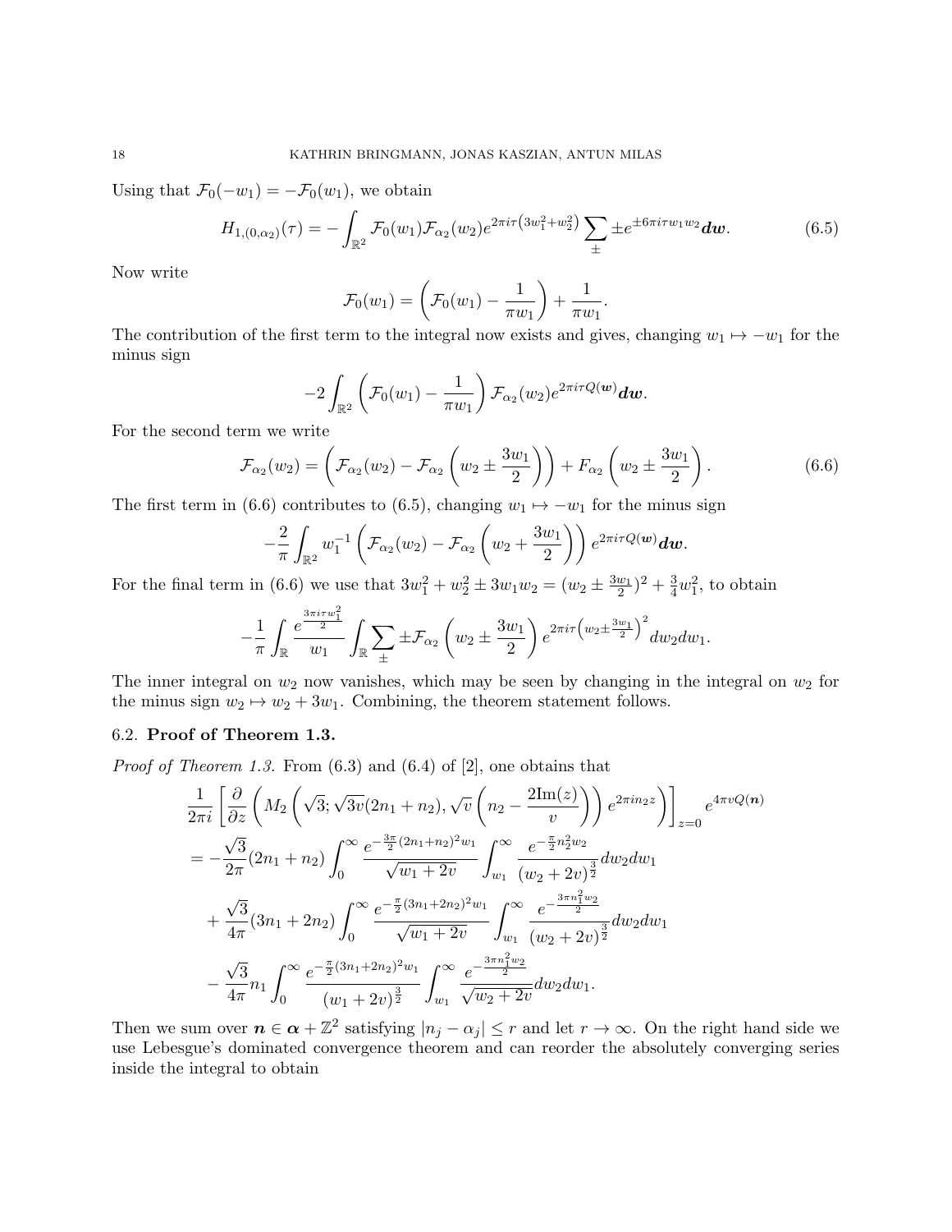Using that $\mathcal{F}_0(-w_1) = -\mathcal{F}_0(w_1)$, we obtain

$$H_{1,(0,\alpha_2)}(\tau) = -\int_{\mathbb{R}^2} \mathcal{F}_0(w_1)\mathcal{F}_{\alpha_2}(w_2)e^{2\pi i\tau\left(3w_1^2+w_2^2\right)} \sum_{\pm} \pm e^{\pm 6\pi i\tau w_1 w_2} \boldsymbol{dw}. \tag{6.5}$$

Now write

$$\mathcal{F}_0(w_1) = \left(\mathcal{F}_0(w_1) - \frac{1}{\pi w_1}\right) + \frac{1}{\pi w_1}.$$

The contribution of the first term to the integral now exists and gives, changing $w_1 \mapsto -w_1$ for the minus sign

$$-2\int_{\mathbb{R}^2} \left(\mathcal{F}_0(w_1) - \frac{1}{\pi w_1}\right) \mathcal{F}_{\alpha_2}(w_2)e^{2\pi i\tau Q(\boldsymbol{w})}\boldsymbol{dw}.$$

For the second term we write

$$\mathcal{F}_{\alpha_2}(w_2) = \left(\mathcal{F}_{\alpha_2}(w_2) - \mathcal{F}_{\alpha_2}\left(w_2 \pm \frac{3w_1}{2}\right)\right) + F_{\alpha_2}\left(w_2 \pm \frac{3w_1}{2}\right). \tag{6.6}$$

The first term in (6.6) contributes to (6.5), changing $w_1 \mapsto -w_1$ for the minus sign

$$-\frac{2}{\pi}\int_{\mathbb{R}^2} w_1^{-1}\left(\mathcal{F}_{\alpha_2}(w_2) - \mathcal{F}_{\alpha_2}\left(w_2 + \frac{3w_1}{2}\right)\right)e^{2\pi i\tau Q(\boldsymbol{w})}\boldsymbol{dw}.$$

For the final term in (6.6) we use that $3w_1^2 + w_2^2 \pm 3w_1w_2 = (w_2 \pm \frac{3w_1}{2})^2 + \frac{3}{4}w_1^2$, to obtain

$$-\frac{1}{\pi}\int_{\mathbb{R}} \frac{e^{\frac{3\pi i\tau w_1^2}{2}}}{w_1}\int_{\mathbb{R}} \sum_{\pm} \pm\mathcal{F}_{\alpha_2}\left(w_2 \pm \frac{3w_1}{2}\right)e^{2\pi i\tau\left(w_2 \pm \frac{3w_1}{2}\right)^2}dw_2dw_1.$$

The inner integral on $w_2$ now vanishes, which may be seen by changing in the integral on $w_2$ for the minus sign $w_2 \mapsto w_2 + 3w_1$. Combining, the theorem statement follows.

### 6.2. **Proof of Theorem 1.3.**

*Proof of Theorem 1.3.* From (6.3) and (6.4) of [2], one obtains that

$$\begin{aligned}
&\frac{1}{2\pi i}\left[\frac{\partial}{\partial z}\left(M_2\left(\sqrt{3};\sqrt{3v}(2n_1+n_2),\sqrt{v}\left(n_2 - \frac{2\mathrm{Im}(z)}{v}\right)\right)e^{2\pi i n_2 z}\right)\right]_{z=0} e^{4\pi v Q(\boldsymbol{n})}\\
&= -\frac{\sqrt{3}}{2\pi}(2n_1+n_2)\int_0^\infty \frac{e^{-\frac{3\pi}{2}(2n_1+n_2)^2w_1}}{\sqrt{w_1+2v}}\int_{w_1}^\infty \frac{e^{-\frac{\pi}{2}n_2^2w_2}}{(w_2+2v)^{\frac{3}{2}}}dw_2dw_1\\
&\quad + \frac{\sqrt{3}}{4\pi}(3n_1+2n_2)\int_0^\infty \frac{e^{-\frac{\pi}{2}(3n_1+2n_2)^2w_1}}{\sqrt{w_1+2v}}\int_{w_1}^\infty \frac{e^{-\frac{3\pi n_1^2w_2}{2}}}{(w_2+2v)^{\frac{3}{2}}}dw_2dw_1\\
&\quad - \frac{\sqrt{3}}{4\pi}n_1\int_0^\infty \frac{e^{-\frac{\pi}{2}(3n_1+2n_2)^2w_1}}{(w_1+2v)^{\frac{3}{2}}}\int_{w_1}^\infty \frac{e^{-\frac{3\pi n_1^2w_2}{2}}}{\sqrt{w_2+2v}}dw_2dw_1.
\end{aligned}$$

Then we sum over $\boldsymbol{n} \in \boldsymbol{\alpha} + \mathbb{Z}^2$ satisfying $|n_j - \alpha_j| \le r$ and let $r \to \infty$. On the right hand side we use Lebesgue's dominated convergence theorem and can reorder the absolutely converging series inside the integral to obtain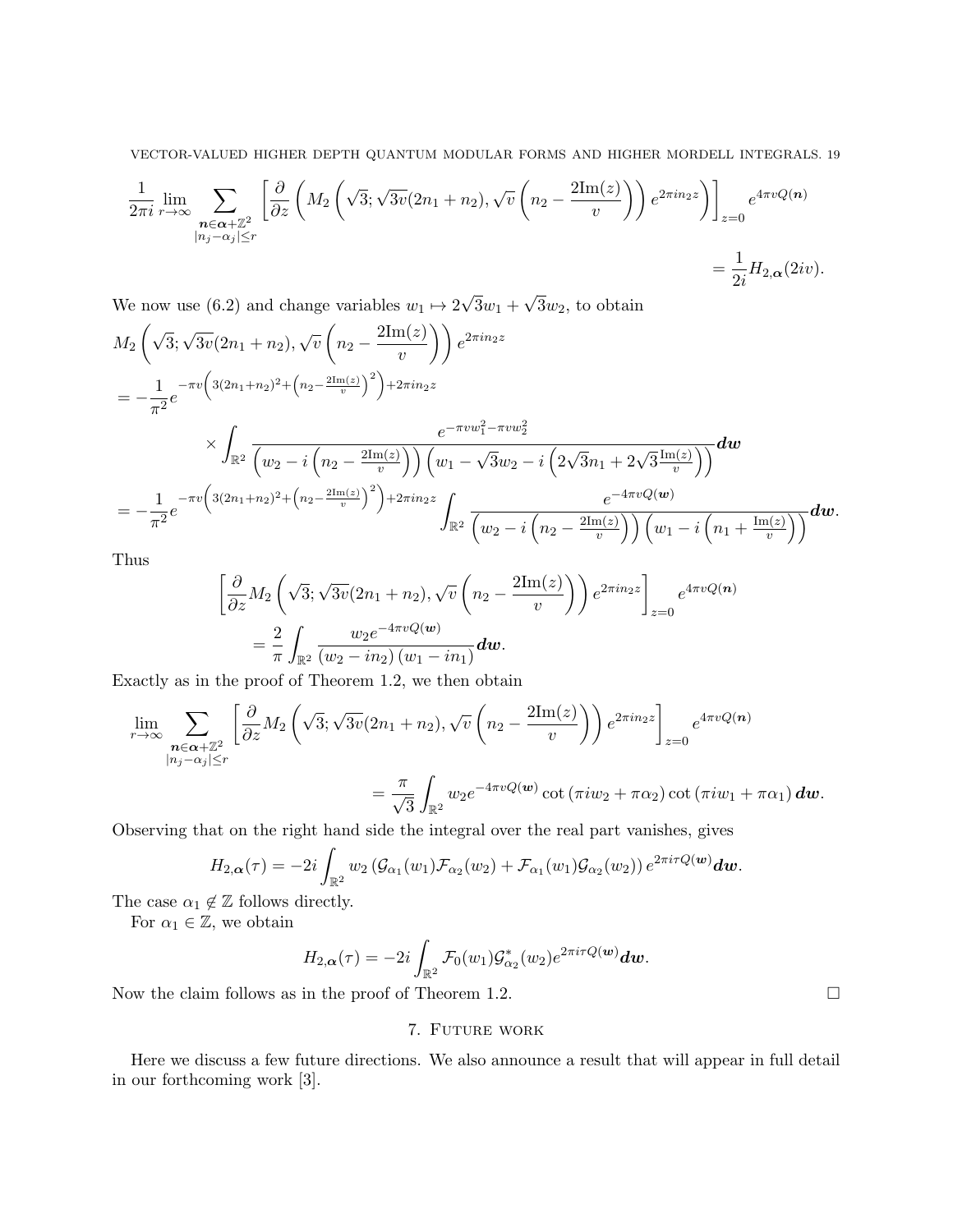$$\frac{1}{2\pi i}\lim_{r\to\infty}\sum_{\substack{\boldsymbol{n}\in\boldsymbol{\alpha}+\mathbb{Z}^2\\ |n_j-\alpha_j|\le r}}\left[\frac{\partial}{\partial z}\left(M_2\left(\sqrt{3};\sqrt{3v}(2n_1+n_2),\sqrt{v}\left(n_2-\frac{2\mathrm{Im}(z)}{v}\right)\right)e^{2\pi i n_2 z}\right)\right]_{z=0}e^{4\pi v Q(\boldsymbol{n})}$$
$$=\frac{1}{2i}H_{2,\boldsymbol{\alpha}}(2iv).$$

We now use (6.2) and change variables $w_1\mapsto 2\sqrt{3}w_1+\sqrt{3}w_2$, to obtain

$$\begin{aligned}
&M_2\left(\sqrt{3};\sqrt{3v}(2n_1+n_2),\sqrt{v}\left(n_2-\frac{2\mathrm{Im}(z)}{v}\right)\right)e^{2\pi i n_2 z}\\
&=-\frac{1}{\pi^2}e^{-\pi v\left(3(2n_1+n_2)^2+\left(n_2-\frac{2\mathrm{Im}(z)}{v}\right)^2\right)+2\pi i n_2 z}\\
&\qquad\times\int_{\mathbb{R}^2}\frac{e^{-\pi v w_1^2-\pi v w_2^2}}{\left(w_2-i\left(n_2-\frac{2\mathrm{Im}(z)}{v}\right)\right)\left(w_1-\sqrt{3}w_2-i\left(2\sqrt{3}n_1+2\sqrt{3}\frac{\mathrm{Im}(z)}{v}\right)\right)}d\boldsymbol{w}\\
&=-\frac{1}{\pi^2}e^{-\pi v\left(3(2n_1+n_2)^2+\left(n_2-\frac{2\mathrm{Im}(z)}{v}\right)^2\right)+2\pi i n_2 z}\int_{\mathbb{R}^2}\frac{e^{-4\pi v Q(\boldsymbol{w})}}{\left(w_2-i\left(n_2-\frac{2\mathrm{Im}(z)}{v}\right)\right)\left(w_1-i\left(n_1+\frac{\mathrm{Im}(z)}{v}\right)\right)}d\boldsymbol{w}.
\end{aligned}$$

Thus

$$\begin{aligned}
&\left[\frac{\partial}{\partial z}M_2\left(\sqrt{3};\sqrt{3v}(2n_1+n_2),\sqrt{v}\left(n_2-\frac{2\mathrm{Im}(z)}{v}\right)\right)e^{2\pi i n_2 z}\right]_{z=0}e^{4\pi v Q(\boldsymbol{n})}\\
&\qquad=\frac{2}{\pi}\int_{\mathbb{R}^2}\frac{w_2e^{-4\pi v Q(\boldsymbol{w})}}{(w_2-in_2)(w_1-in_1)}d\boldsymbol{w}.
\end{aligned}$$

Exactly as in the proof of Theorem 1.2, we then obtain

$$\lim_{r\to\infty}\sum_{\substack{\boldsymbol{n}\in\boldsymbol{\alpha}+\mathbb{Z}^2\\ |n_j-\alpha_j|\le r}}\left[\frac{\partial}{\partial z}M_2\left(\sqrt{3};\sqrt{3v}(2n_1+n_2),\sqrt{v}\left(n_2-\frac{2\mathrm{Im}(z)}{v}\right)\right)e^{2\pi i n_2 z}\right]_{z=0}e^{4\pi v Q(\boldsymbol{n})}$$
$$=\frac{\pi}{\sqrt{3}}\int_{\mathbb{R}^2}w_2e^{-4\pi v Q(\boldsymbol{w})}\cot\left(\pi i w_2+\pi\alpha_2\right)\cot\left(\pi i w_1+\pi\alpha_1\right)d\boldsymbol{w}.$$

Observing that on the right hand side the integral over the real part vanishes, gives

$$H_{2,\boldsymbol{\alpha}}(\tau)=-2i\int_{\mathbb{R}^2}w_2\left(\mathcal{G}_{\alpha_1}(w_1)\mathcal{F}_{\alpha_2}(w_2)+\mathcal{F}_{\alpha_1}(w_1)\mathcal{G}_{\alpha_2}(w_2)\right)e^{2\pi i\tau Q(\boldsymbol{w})}d\boldsymbol{w}.$$

The case $\alpha_1\notin\mathbb{Z}$ follows directly.

For $\alpha_1\in\mathbb{Z}$, we obtain

$$H_{2,\boldsymbol{\alpha}}(\tau)=-2i\int_{\mathbb{R}^2}\mathcal{F}_0(w_1)\mathcal{G}^*_{\alpha_2}(w_2)e^{2\pi i\tau Q(\boldsymbol{w})}d\boldsymbol{w}.$$

Now the claim follows as in the proof of Theorem 1.2. □

## 7. Future work

Here we discuss a few future directions. We also announce a result that will appear in full detail in our forthcoming work [3].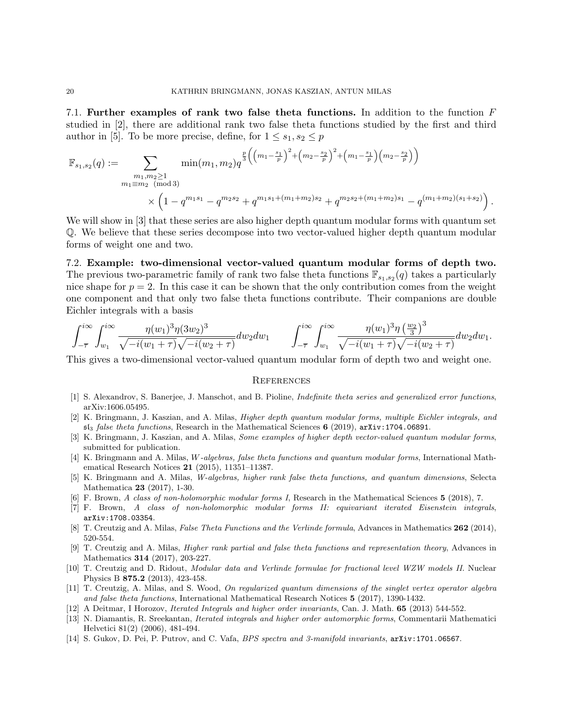**7.1. Further examples of rank two false theta functions.** In addition to the function $F$ studied in [2], there are additional rank two false theta functions studied by the first and third author in [5]. To be more precise, define, for $1 \leq s_1, s_2 \leq p$

$$
\mathbb{F}_{s_1,s_2}(q) := \sum_{\substack{m_1,m_2 \geq 1 \\ m_1 \equiv m_2 \pmod 3}} \min(m_1, m_2) q^{\frac{p}{3}\left(\left(m_1 - \frac{s_1}{p}\right)^2 + \left(m_2 - \frac{s_2}{p}\right)^2 + \left(m_1 - \frac{s_1}{p}\right)\left(m_2 - \frac{s_2}{p}\right)\right)}
$$
$$
\times \left(1 - q^{m_1 s_1} - q^{m_2 s_2} + q^{m_1 s_1 + (m_1+m_2)s_2} + q^{m_2 s_2 + (m_1+m_2)s_1} - q^{(m_1+m_2)(s_1+s_2)}\right).
$$

We will show in [3] that these series are also higher depth quantum modular forms with quantum set $\mathbb{Q}$. We believe that these series decompose into two vector-valued higher depth quantum modular forms of weight one and two.

**7.2. Example: two-dimensional vector-valued quantum modular forms of depth two.** The previous two-parametric family of rank two false theta functions $\mathbb{F}_{s_1,s_2}(q)$ takes a particularly nice shape for $p = 2$. In this case it can be shown that the only contribution comes from the weight one component and that only two false theta functions contribute. Their companions are double Eichler integrals with a basis

$$
\int_{-\overline{\tau}}^{i\infty} \int_{w_1}^{i\infty} \frac{\eta(w_1)^3 \eta(3w_2)^3}{\sqrt{-i(w_1+\tau)}\sqrt{-i(w_2+\tau)}} dw_2 dw_1 \qquad \int_{-\overline{\tau}}^{i\infty} \int_{w_1}^{i\infty} \frac{\eta(w_1)^3 \eta\left(\frac{w_2}{3}\right)^3}{\sqrt{-i(w_1+\tau)}\sqrt{-i(w_2+\tau)}} dw_2 dw_1.
$$

This gives a two-dimensional vector-valued quantum modular form of depth two and weight one.

## References

[1] S. Alexandrov, S. Banerjee, J. Manschot, and B. Pioline, *Indefinite theta series and generalized error functions*, arXiv:1606.05495.

[2] K. Bringmann, J. Kaszian, and A. Milas, *Higher depth quantum modular forms, multiple Eichler integrals, and $\mathfrak{sl}_3$ false theta functions*, Research in the Mathematical Sciences **6** (2019), arXiv:1704.06891.

[3] K. Bringmann, J. Kaszian, and A. Milas, *Some examples of higher depth vector-valued quantum modular forms*, submitted for publication.

[4] K. Bringmann and A. Milas, *W-algebras, false theta functions and quantum modular forms*, International Mathematical Research Notices **21** (2015), 11351–11387.

[5] K. Bringmann and A. Milas, *W-algebras, higher rank false theta functions, and quantum dimensions*, Selecta Mathematica **23** (2017), 1-30.

[6] F. Brown, *A class of non-holomorphic modular forms I*, Research in the Mathematical Sciences **5** (2018), 7.

[7] F. Brown, *A class of non-holomorphic modular forms II: equivariant iterated Eisenstein integrals*, arXiv:1708.03354.

[8] T. Creutzig and A. Milas, *False Theta Functions and the Verlinde formula*, Advances in Mathematics **262** (2014), 520-554.

[9] T. Creutzig and A. Milas, *Higher rank partial and false theta functions and representation theory*, Advances in Mathematics **314** (2017), 203-227.

[10] T. Creutzig and D. Ridout, *Modular data and Verlinde formulae for fractional level WZW models II.* Nuclear Physics B **875.2** (2013), 423-458.

[11] T. Creutzig, A. Milas, and S. Wood, *On regularized quantum dimensions of the singlet vertex operator algebra and false theta functions*, International Mathematical Research Notices **5** (2017), 1390-1432.

[12] A Deitmar, I Horozov, *Iterated Integrals and higher order invariants*, Can. J. Math. **65** (2013) 544-552.

[13] N. Diamantis, R. Sreekantan, *Iterated integrals and higher order automorphic forms*, Commentarii Mathematici Helvetici 81(2) (2006), 481-494.

[14] S. Gukov, D. Pei, P. Putrov, and C. Vafa, *BPS spectra and 3-manifold invariants*, arXiv:1701.06567.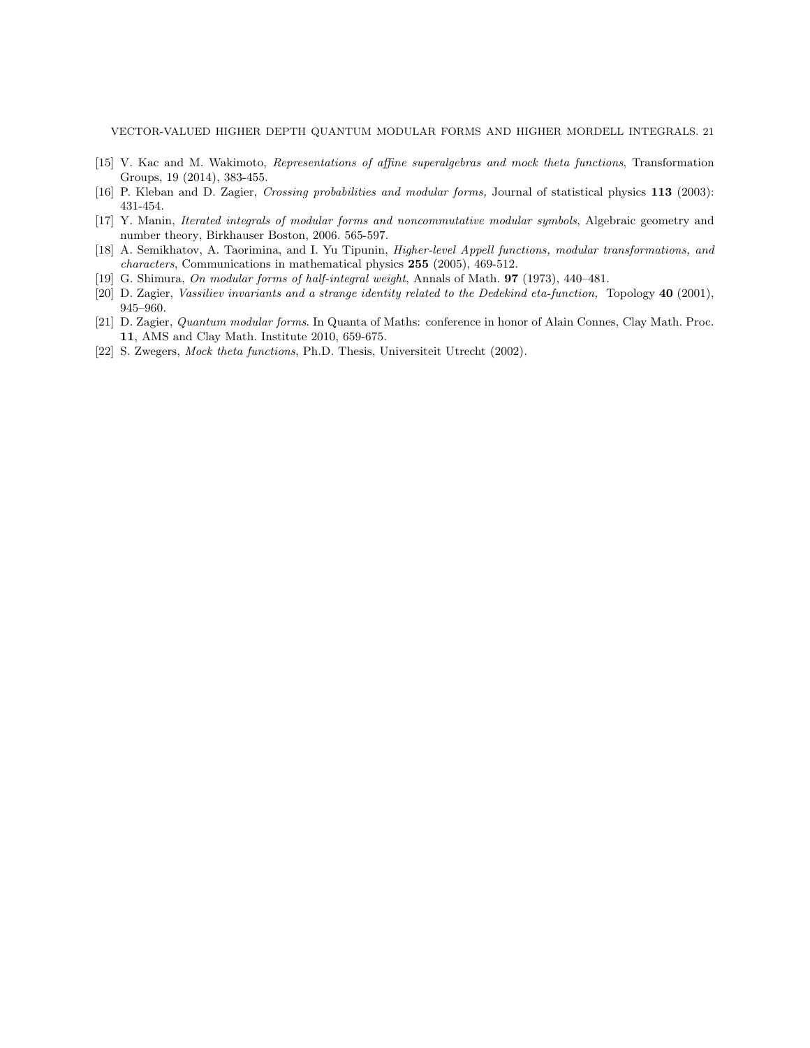[15] V. Kac and M. Wakimoto, *Representations of affine superalgebras and mock theta functions*, Transformation Groups, 19 (2014), 383-455.

[16] P. Kleban and D. Zagier, *Crossing probabilities and modular forms,* Journal of statistical physics **113** (2003): 431-454.

[17] Y. Manin, *Iterated integrals of modular forms and noncommutative modular symbols*, Algebraic geometry and number theory, Birkhauser Boston, 2006. 565-597.

[18] A. Semikhatov, A. Taorimina, and I. Yu Tipunin, *Higher-level Appell functions, modular transformations, and characters*, Communications in mathematical physics **255** (2005), 469-512.

[19] G. Shimura, *On modular forms of half-integral weight*, Annals of Math. **97** (1973), 440–481.

[20] D. Zagier, *Vassiliev invariants and a strange identity related to the Dedekind eta-function,* Topology **40** (2001), 945–960.

[21] D. Zagier, *Quantum modular forms*. In Quanta of Maths: conference in honor of Alain Connes, Clay Math. Proc. **11**, AMS and Clay Math. Institute 2010, 659-675.

[22] S. Zwegers, *Mock theta functions*, Ph.D. Thesis, Universiteit Utrecht (2002).